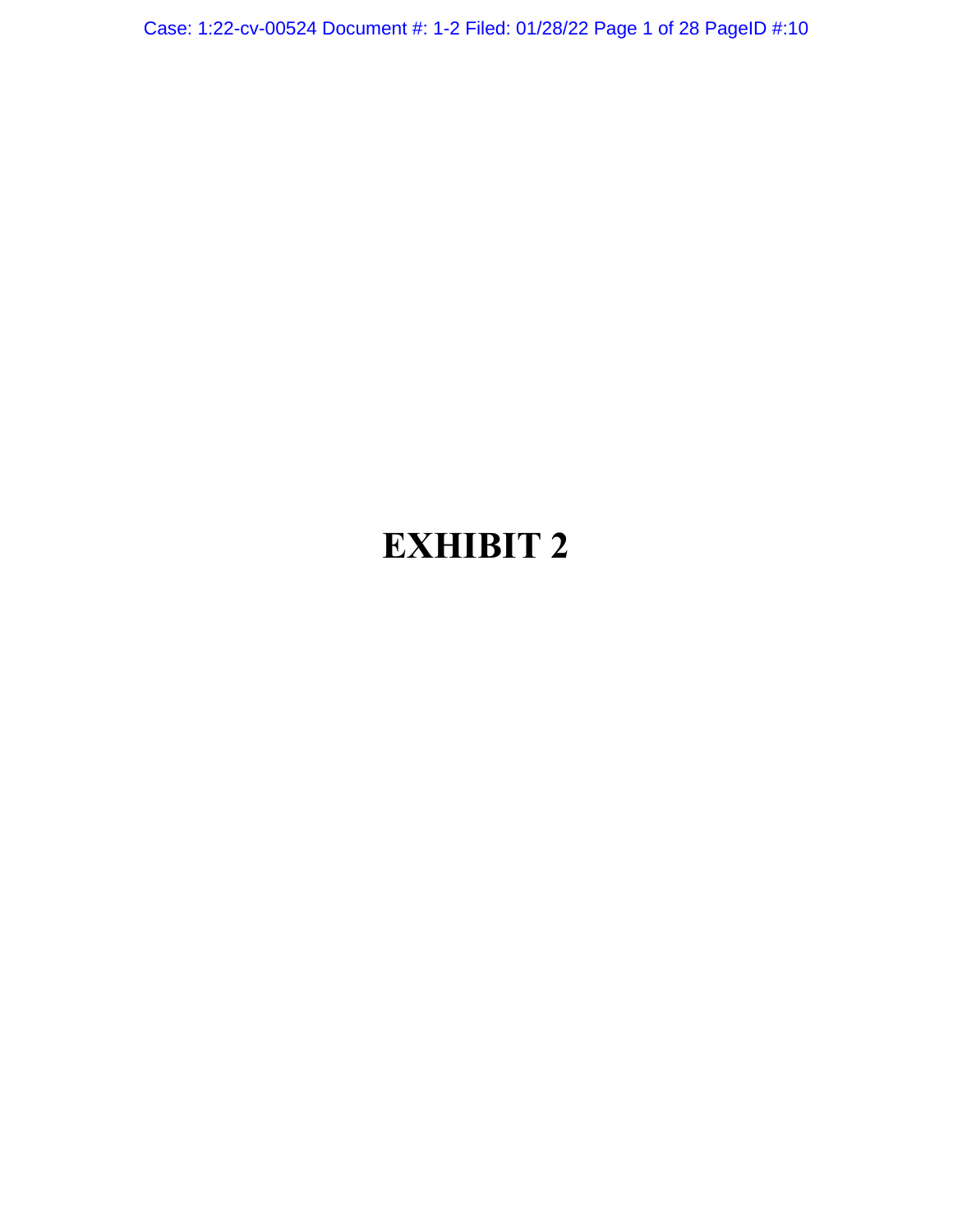# EXHIBIT 2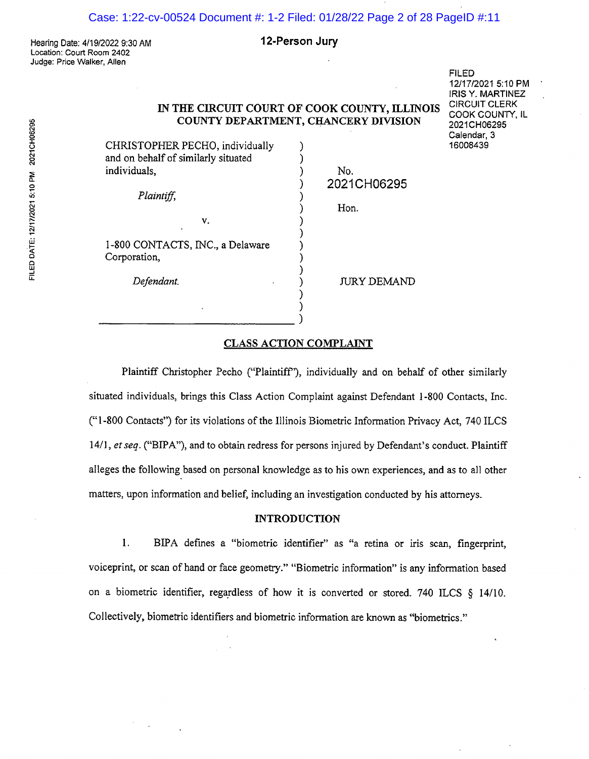Hearing Date: 4/19/2022 9:30 AM
Location: Court Room 2402
Judge: Price Walker, Allen

**12-Person Jury**

FILED
12/17/2021 5:10 PM
IRIS Y. MARTINEZ
CIRCUIT CLERK
COOK COUNTY, IL
2021CH06295
Calendar, 3
16008439

FILED DATE: 12/17/2021 5:10 PM 2021CH06295

**IN THE CIRCUIT COURT OF COOK COUNTY, ILLINOIS**
**COUNTY DEPARTMENT, CHANCERY DIVISION**

CHRISTOPHER PECHO, individually and on behalf of similarly situated individuals,

*Plaintiff,*

v.

1-800 CONTACTS, INC., a Delaware Corporation,

*Defendant.*

No. 2021CH06295

Hon.

JURY DEMAND

## CLASS ACTION COMPLAINT

Plaintiff Christopher Pecho ("Plaintiff"), individually and on behalf of other similarly situated individuals, brings this Class Action Complaint against Defendant 1-800 Contacts, Inc. ("1-800 Contacts") for its violations of the Illinois Biometric Information Privacy Act, 740 ILCS 14/1, *et seq.* ("BIPA"), and to obtain redress for persons injured by Defendant's conduct. Plaintiff alleges the following based on personal knowledge as to his own experiences, and as to all other matters, upon information and belief, including an investigation conducted by his attorneys.

### INTRODUCTION

1. BIPA defines a "biometric identifier" as "a retina or iris scan, fingerprint, voiceprint, or scan of hand or face geometry." "Biometric information" is any information based on a biometric identifier, regardless of how it is converted or stored. 740 ILCS § 14/10. Collectively, biometric identifiers and biometric information are known as "biometrics."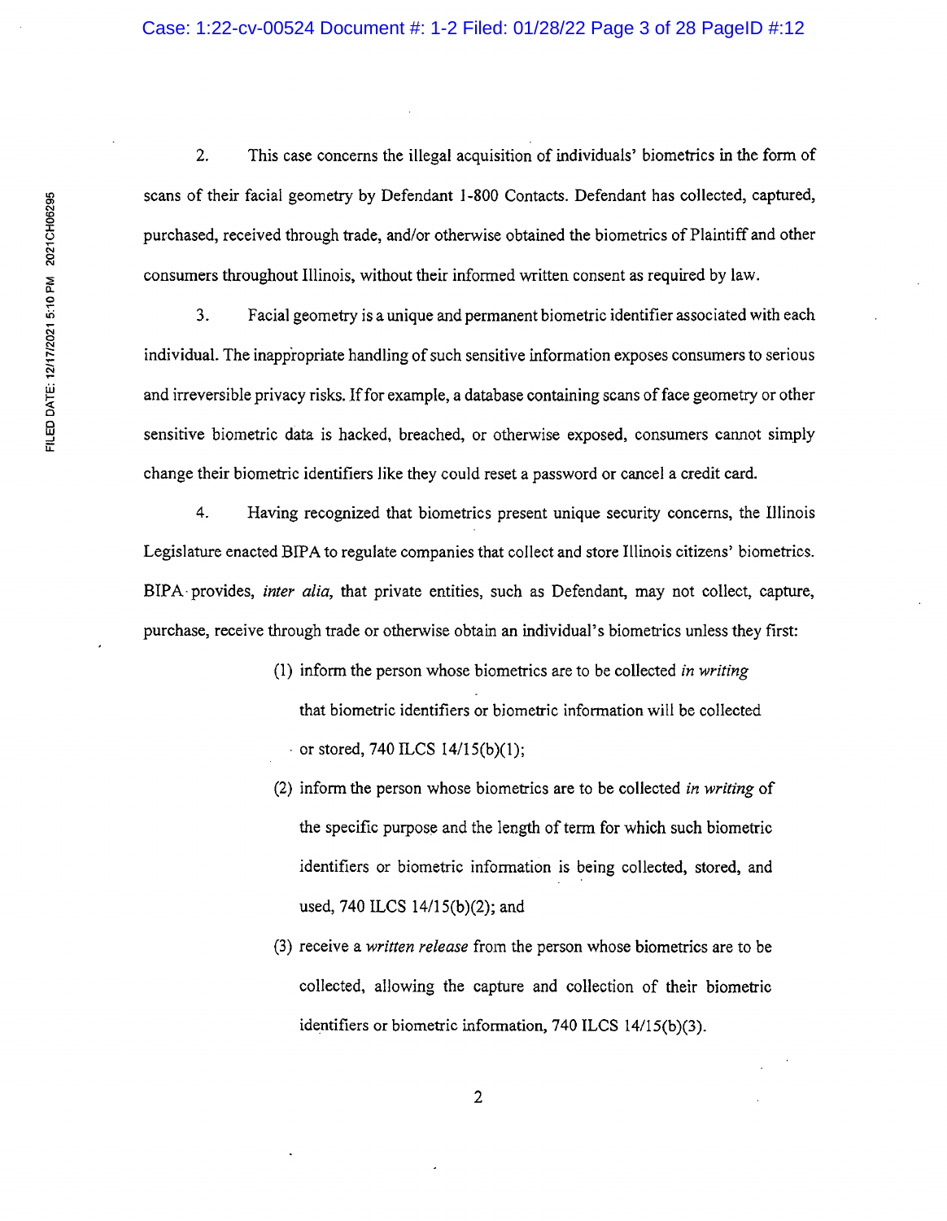2. This case concerns the illegal acquisition of individuals' biometrics in the form of scans of their facial geometry by Defendant 1-800 Contacts. Defendant has collected, captured, purchased, received through trade, and/or otherwise obtained the biometrics of Plaintiff and other consumers throughout Illinois, without their informed written consent as required by law.

3. Facial geometry is a unique and permanent biometric identifier associated with each individual. The inappropriate handling of such sensitive information exposes consumers to serious and irreversible privacy risks. If for example, a database containing scans of face geometry or other sensitive biometric data is hacked, breached, or otherwise exposed, consumers cannot simply change their biometric identifiers like they could reset a password or cancel a credit card.

4. Having recognized that biometrics present unique security concerns, the Illinois Legislature enacted BIPA to regulate companies that collect and store Illinois citizens' biometrics. BIPA provides, *inter alia,* that private entities, such as Defendant, may not collect, capture, purchase, receive through trade or otherwise obtain an individual's biometrics unless they first:

> (1) inform the person whose biometrics are to be collected *in writing* that biometric identifiers or biometric information will be collected or stored, 740 ILCS 14/15(b)(1);
>
> (2) inform the person whose biometrics are to be collected *in writing* of the specific purpose and the length of term for which such biometric identifiers or biometric information is being collected, stored, and used, 740 ILCS 14/15(b)(2); and
>
> (3) receive a *written release* from the person whose biometrics are to be collected, allowing the capture and collection of their biometric identifiers or biometric information, 740 ILCS 14/15(b)(3).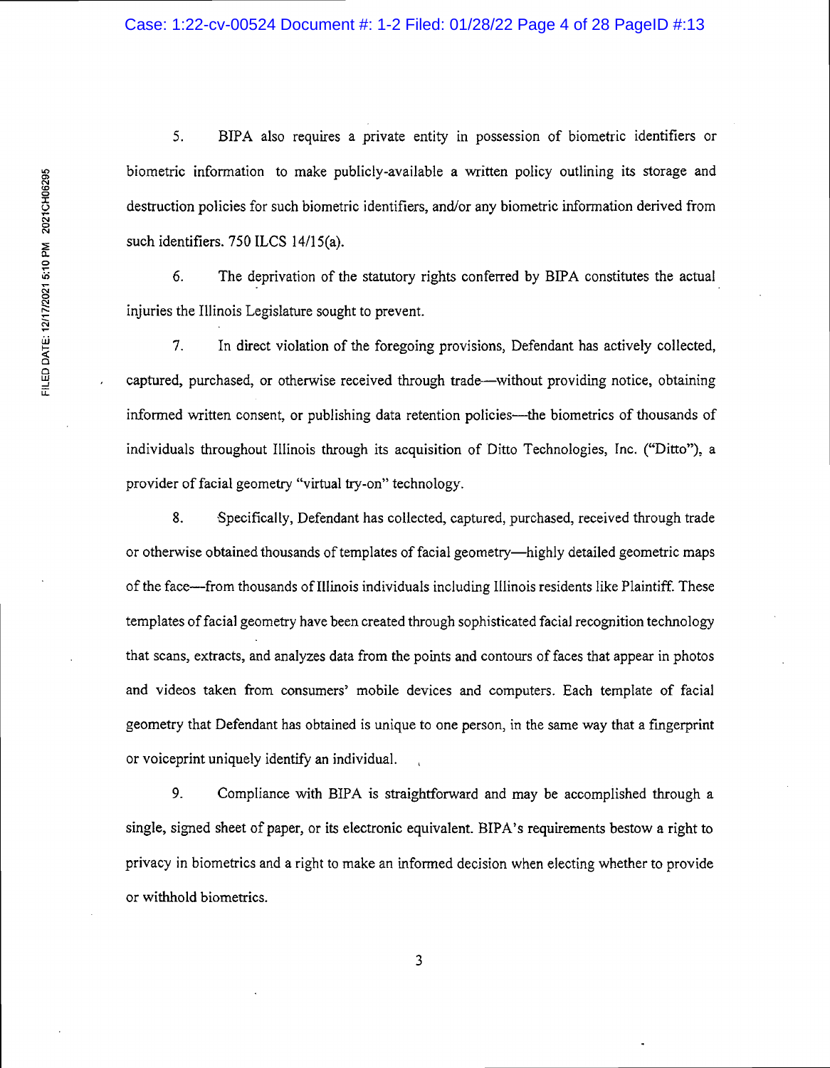5. BIPA also requires a private entity in possession of biometric identifiers or biometric information to make publicly-available a written policy outlining its storage and destruction policies for such biometric identifiers, and/or any biometric information derived from such identifiers. 750 ILCS 14/15(a).

6. The deprivation of the statutory rights conferred by BIPA constitutes the actual injuries the Illinois Legislature sought to prevent.

7. In direct violation of the foregoing provisions, Defendant has actively collected, captured, purchased, or otherwise received through trade—without providing notice, obtaining informed written consent, or publishing data retention policies—the biometrics of thousands of individuals throughout Illinois through its acquisition of Ditto Technologies, Inc. ("Ditto"), a provider of facial geometry "virtual try-on" technology.

8. Specifically, Defendant has collected, captured, purchased, received through trade or otherwise obtained thousands of templates of facial geometry—highly detailed geometric maps of the face—from thousands of Illinois individuals including Illinois residents like Plaintiff. These templates of facial geometry have been created through sophisticated facial recognition technology that scans, extracts, and analyzes data from the points and contours of faces that appear in photos and videos taken from consumers' mobile devices and computers. Each template of facial geometry that Defendant has obtained is unique to one person, in the same way that a fingerprint or voiceprint uniquely identify an individual.

9. Compliance with BIPA is straightforward and may be accomplished through a single, signed sheet of paper, or its electronic equivalent. BIPA's requirements bestow a right to privacy in biometrics and a right to make an informed decision when electing whether to provide or withhold biometrics.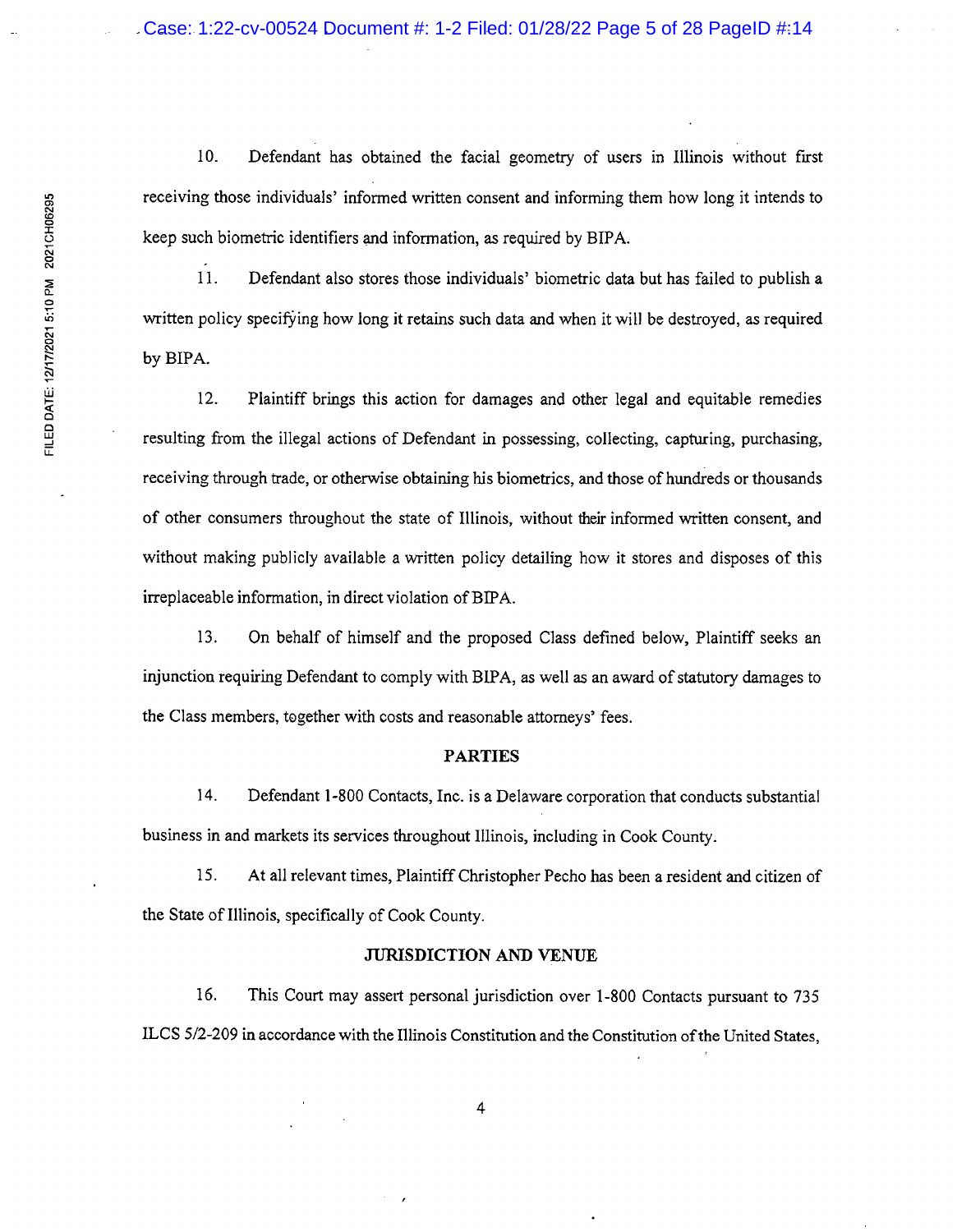10. Defendant has obtained the facial geometry of users in Illinois without first receiving those individuals' informed written consent and informing them how long it intends to keep such biometric identifiers and information, as required by BIPA.

11. Defendant also stores those individuals' biometric data but has failed to publish a written policy specifying how long it retains such data and when it will be destroyed, as required by BIPA.

12. Plaintiff brings this action for damages and other legal and equitable remedies resulting from the illegal actions of Defendant in possessing, collecting, capturing, purchasing, receiving through trade, or otherwise obtaining his biometrics, and those of hundreds or thousands of other consumers throughout the state of Illinois, without their informed written consent, and without making publicly available a written policy detailing how it stores and disposes of this irreplaceable information, in direct violation of BIPA.

13. On behalf of himself and the proposed Class defined below, Plaintiff seeks an injunction requiring Defendant to comply with BIPA, as well as an award of statutory damages to the Class members, together with costs and reasonable attorneys' fees.

## PARTIES

14. Defendant 1-800 Contacts, Inc. is a Delaware corporation that conducts substantial business in and markets its services throughout Illinois, including in Cook County.

15. At all relevant times, Plaintiff Christopher Pecho has been a resident and citizen of the State of Illinois, specifically of Cook County.

## JURISDICTION AND VENUE

16. This Court may assert personal jurisdiction over 1-800 Contacts pursuant to 735 ILCS 5/2-209 in accordance with the Illinois Constitution and the Constitution of the United States,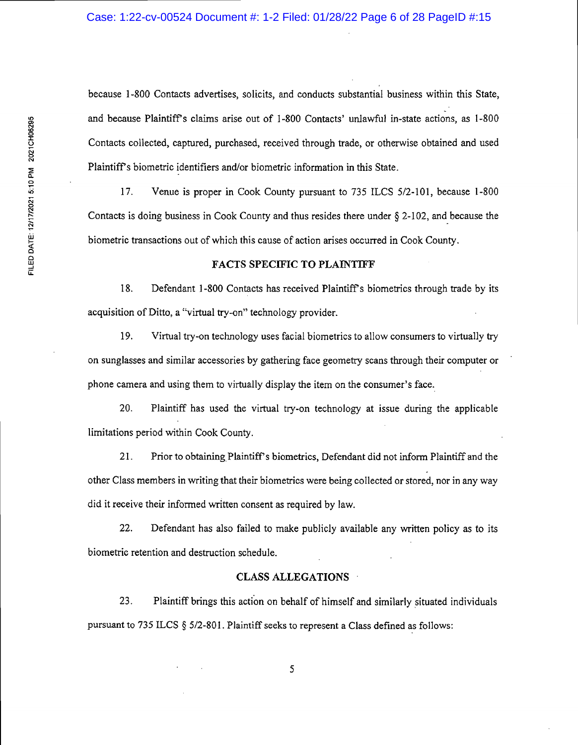because 1-800 Contacts advertises, solicits, and conducts substantial business within this State, and because Plaintiff's claims arise out of 1-800 Contacts' unlawful in-state actions, as 1-800 Contacts collected, captured, purchased, received through trade, or otherwise obtained and used Plaintiff's biometric identifiers and/or biometric information in this State.

17. Venue is proper in Cook County pursuant to 735 ILCS 5/2-101, because 1-800 Contacts is doing business in Cook County and thus resides there under § 2-102, and because the biometric transactions out of which this cause of action arises occurred in Cook County.

## FACTS SPECIFIC TO PLAINTIFF

18. Defendant 1-800 Contacts has received Plaintiff's biometrics through trade by its acquisition of Ditto, a "virtual try-on" technology provider.

19. Virtual try-on technology uses facial biometrics to allow consumers to virtually try on sunglasses and similar accessories by gathering face geometry scans through their computer or phone camera and using them to virtually display the item on the consumer's face.

20. Plaintiff has used the virtual try-on technology at issue during the applicable limitations period within Cook County.

21. Prior to obtaining Plaintiff's biometrics, Defendant did not inform Plaintiff and the other Class members in writing that their biometrics were being collected or stored, nor in any way did it receive their informed written consent as required by law.

22. Defendant has also failed to make publicly available any written policy as to its biometric retention and destruction schedule.

## CLASS ALLEGATIONS

23. Plaintiff brings this action on behalf of himself and similarly situated individuals pursuant to 735 ILCS § 5/2-801. Plaintiff seeks to represent a Class defined as follows: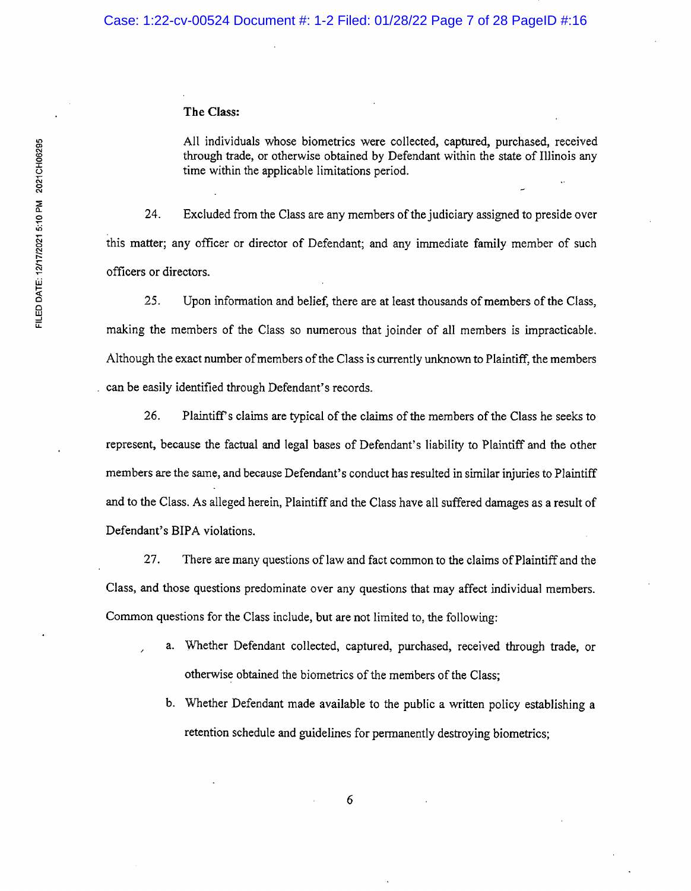**The Class:**

> All individuals whose biometrics were collected, captured, purchased, received through trade, or otherwise obtained by Defendant within the state of Illinois any time within the applicable limitations period.

24. Excluded from the Class are any members of the judiciary assigned to preside over this matter; any officer or director of Defendant; and any immediate family member of such officers or directors.

25. Upon information and belief, there are at least thousands of members of the Class, making the members of the Class so numerous that joinder of all members is impracticable. Although the exact number of members of the Class is currently unknown to Plaintiff, the members can be easily identified through Defendant's records.

26. Plaintiff's claims are typical of the claims of the members of the Class he seeks to represent, because the factual and legal bases of Defendant's liability to Plaintiff and the other members are the same, and because Defendant's conduct has resulted in similar injuries to Plaintiff and to the Class. As alleged herein, Plaintiff and the Class have all suffered damages as a result of Defendant's BIPA violations.

27. There are many questions of law and fact common to the claims of Plaintiff and the Class, and those questions predominate over any questions that may affect individual members. Common questions for the Class include, but are not limited to, the following:

a. Whether Defendant collected, captured, purchased, received through trade, or otherwise obtained the biometrics of the members of the Class;

b. Whether Defendant made available to the public a written policy establishing a retention schedule and guidelines for permanently destroying biometrics;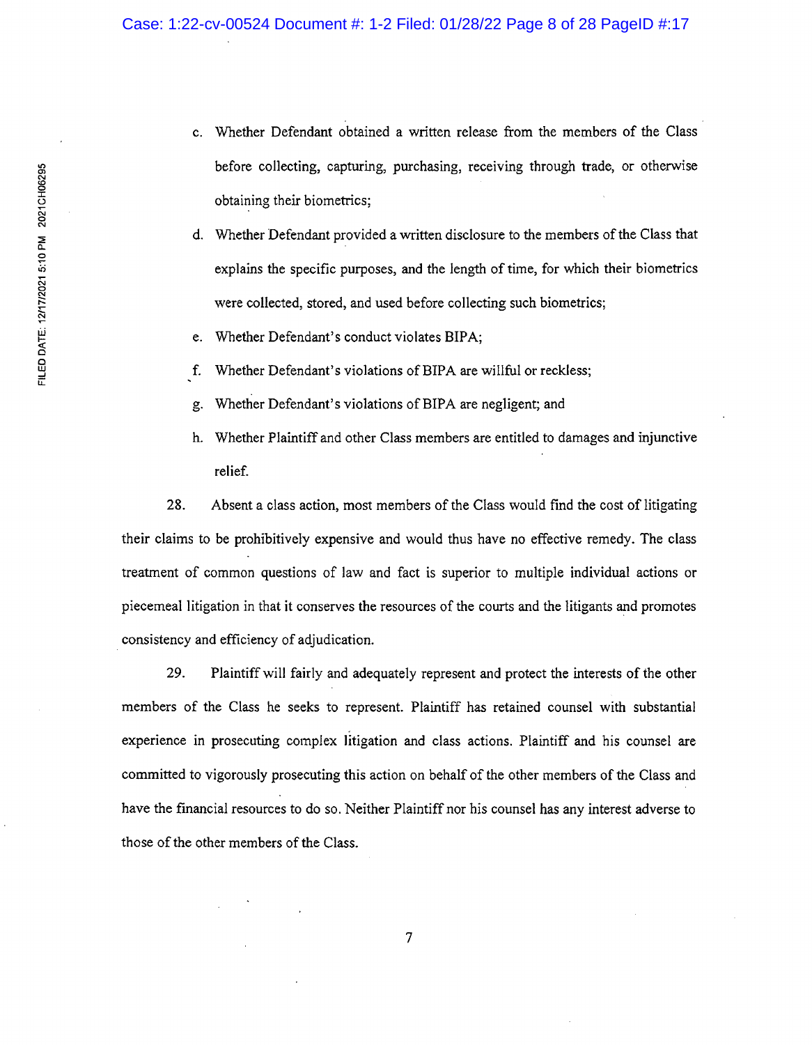c. Whether Defendant obtained a written release from the members of the Class before collecting, capturing, purchasing, receiving through trade, or otherwise obtaining their biometrics;

d. Whether Defendant provided a written disclosure to the members of the Class that explains the specific purposes, and the length of time, for which their biometrics were collected, stored, and used before collecting such biometrics;

e. Whether Defendant's conduct violates BIPA;

f. Whether Defendant's violations of BIPA are willful or reckless;

g. Whether Defendant's violations of BIPA are negligent; and

h. Whether Plaintiff and other Class members are entitled to damages and injunctive relief.

28. Absent a class action, most members of the Class would find the cost of litigating their claims to be prohibitively expensive and would thus have no effective remedy. The class treatment of common questions of law and fact is superior to multiple individual actions or piecemeal litigation in that it conserves the resources of the courts and the litigants and promotes consistency and efficiency of adjudication.

29. Plaintiff will fairly and adequately represent and protect the interests of the other members of the Class he seeks to represent. Plaintiff has retained counsel with substantial experience in prosecuting complex litigation and class actions. Plaintiff and his counsel are committed to vigorously prosecuting this action on behalf of the other members of the Class and have the financial resources to do so. Neither Plaintiff nor his counsel has any interest adverse to those of the other members of the Class.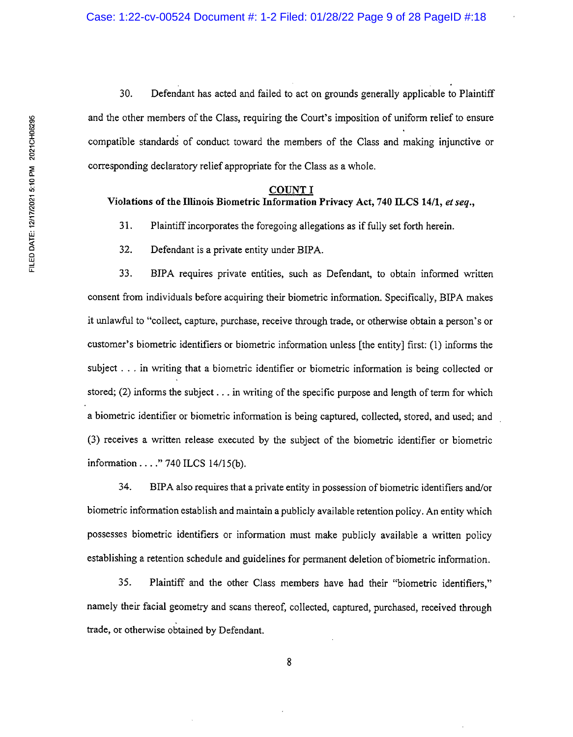30. Defendant has acted and failed to act on grounds generally applicable to Plaintiff and the other members of the Class, requiring the Court's imposition of uniform relief to ensure compatible standards of conduct toward the members of the Class and making injunctive or corresponding declaratory relief appropriate for the Class as a whole.

**COUNT I**

**Violations of the Illinois Biometric Information Privacy Act, 740 ILCS 14/1, *et seq.*,**

31. Plaintiff incorporates the foregoing allegations as if fully set forth herein.

32. Defendant is a private entity under BIPA.

33. BIPA requires private entities, such as Defendant, to obtain informed written consent from individuals before acquiring their biometric information. Specifically, BIPA makes it unlawful to "collect, capture, purchase, receive through trade, or otherwise obtain a person's or customer's biometric identifiers or biometric information unless [the entity] first: (1) informs the subject . . . in writing that a biometric identifier or biometric information is being collected or stored; (2) informs the subject . . . in writing of the specific purpose and length of term for which a biometric identifier or biometric information is being captured, collected, stored, and used; and (3) receives a written release executed by the subject of the biometric identifier or biometric information . . . ." 740 ILCS 14/15(b).

34. BIPA also requires that a private entity in possession of biometric identifiers and/or biometric information establish and maintain a publicly available retention policy. An entity which possesses biometric identifiers or information must make publicly available a written policy establishing a retention schedule and guidelines for permanent deletion of biometric information.

35. Plaintiff and the other Class members have had their "biometric identifiers," namely their facial geometry and scans thereof, collected, captured, purchased, received through trade, or otherwise obtained by Defendant.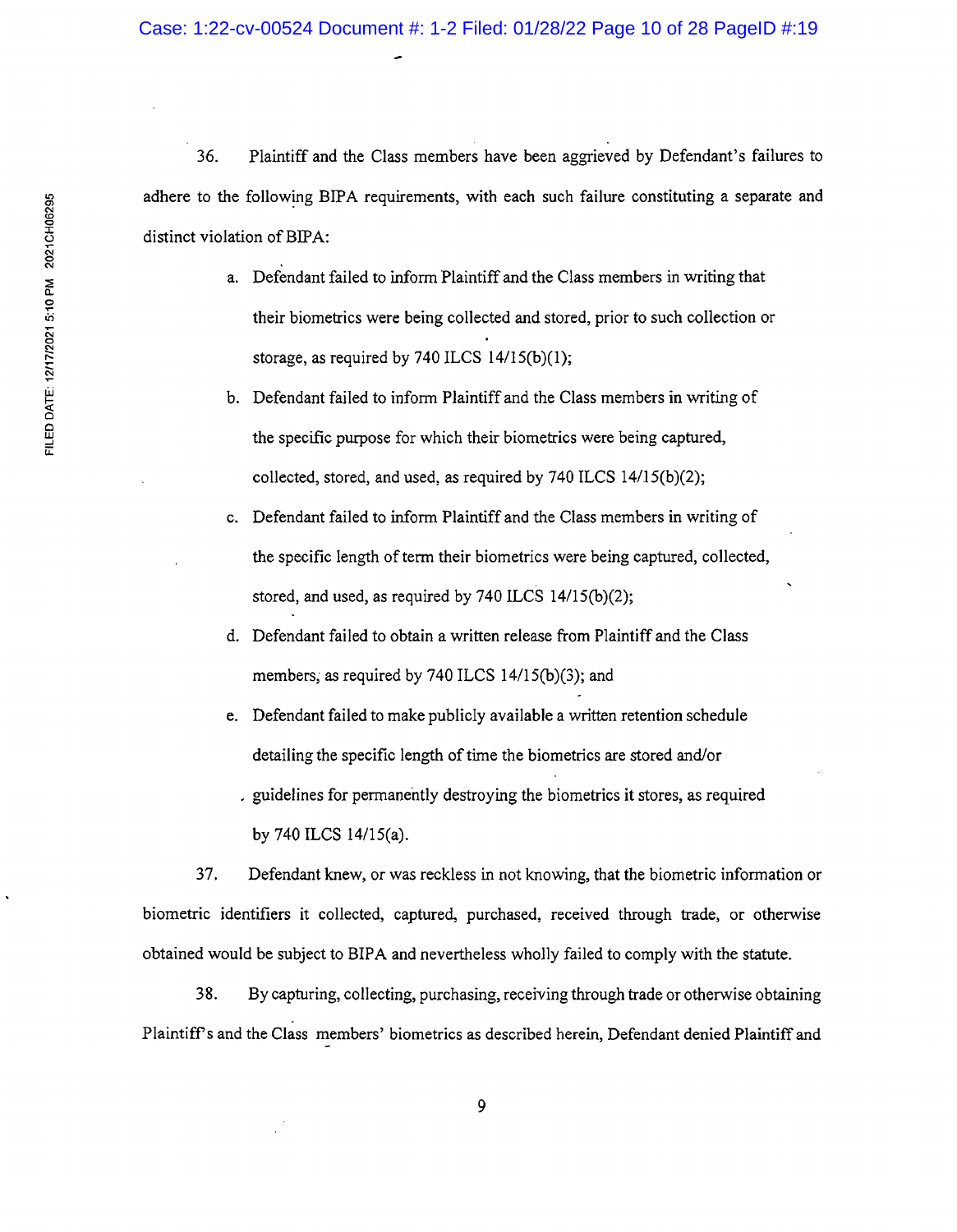36. Plaintiff and the Class members have been aggrieved by Defendant's failures to adhere to the following BIPA requirements, with each such failure constituting a separate and distinct violation of BIPA:

a. Defendant failed to inform Plaintiff and the Class members in writing that their biometrics were being collected and stored, prior to such collection or storage, as required by 740 ILCS 14/15(b)(1);

b. Defendant failed to inform Plaintiff and the Class members in writing of the specific purpose for which their biometrics were being captured, collected, stored, and used, as required by 740 ILCS 14/15(b)(2);

c. Defendant failed to inform Plaintiff and the Class members in writing of the specific length of term their biometrics were being captured, collected, stored, and used, as required by 740 ILCS 14/15(b)(2);

d. Defendant failed to obtain a written release from Plaintiff and the Class members, as required by 740 ILCS 14/15(b)(3); and

e. Defendant failed to make publicly available a written retention schedule detailing the specific length of time the biometrics are stored and/or guidelines for permanently destroying the biometrics it stores, as required by 740 ILCS 14/15(a).

37. Defendant knew, or was reckless in not knowing, that the biometric information or biometric identifiers it collected, captured, purchased, received through trade, or otherwise obtained would be subject to BIPA and nevertheless wholly failed to comply with the statute.

38. By capturing, collecting, purchasing, receiving through trade or otherwise obtaining Plaintiff's and the Class members' biometrics as described herein, Defendant denied Plaintiff and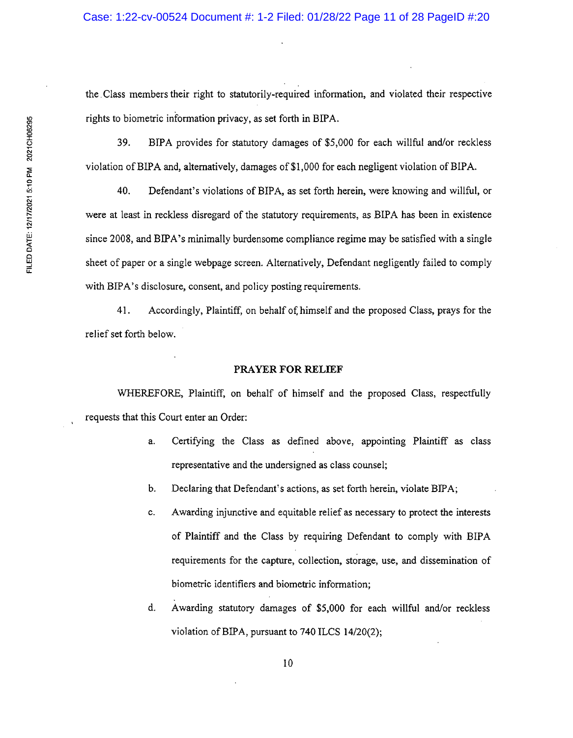the Class members their right to statutorily-required information, and violated their respective rights to biometric information privacy, as set forth in BIPA.

39. BIPA provides for statutory damages of $5,000 for each willful and/or reckless violation of BIPA and, alternatively, damages of $1,000 for each negligent violation of BIPA.

40. Defendant's violations of BIPA, as set forth herein, were knowing and willful, or were at least in reckless disregard of the statutory requirements, as BIPA has been in existence since 2008, and BIPA's minimally burdensome compliance regime may be satisfied with a single sheet of paper or a single webpage screen. Alternatively, Defendant negligently failed to comply with BIPA's disclosure, consent, and policy posting requirements.

41. Accordingly, Plaintiff, on behalf of himself and the proposed Class, prays for the relief set forth below.

**PRAYER FOR RELIEF**

WHEREFORE, Plaintiff, on behalf of himself and the proposed Class, respectfully requests that this Court enter an Order:

a. Certifying the Class as defined above, appointing Plaintiff as class representative and the undersigned as class counsel;

b. Declaring that Defendant's actions, as set forth herein, violate BIPA;

c. Awarding injunctive and equitable relief as necessary to protect the interests of Plaintiff and the Class by requiring Defendant to comply with BIPA requirements for the capture, collection, storage, use, and dissemination of biometric identifiers and biometric information;

d. Awarding statutory damages of $5,000 for each willful and/or reckless violation of BIPA, pursuant to 740 ILCS 14/20(2);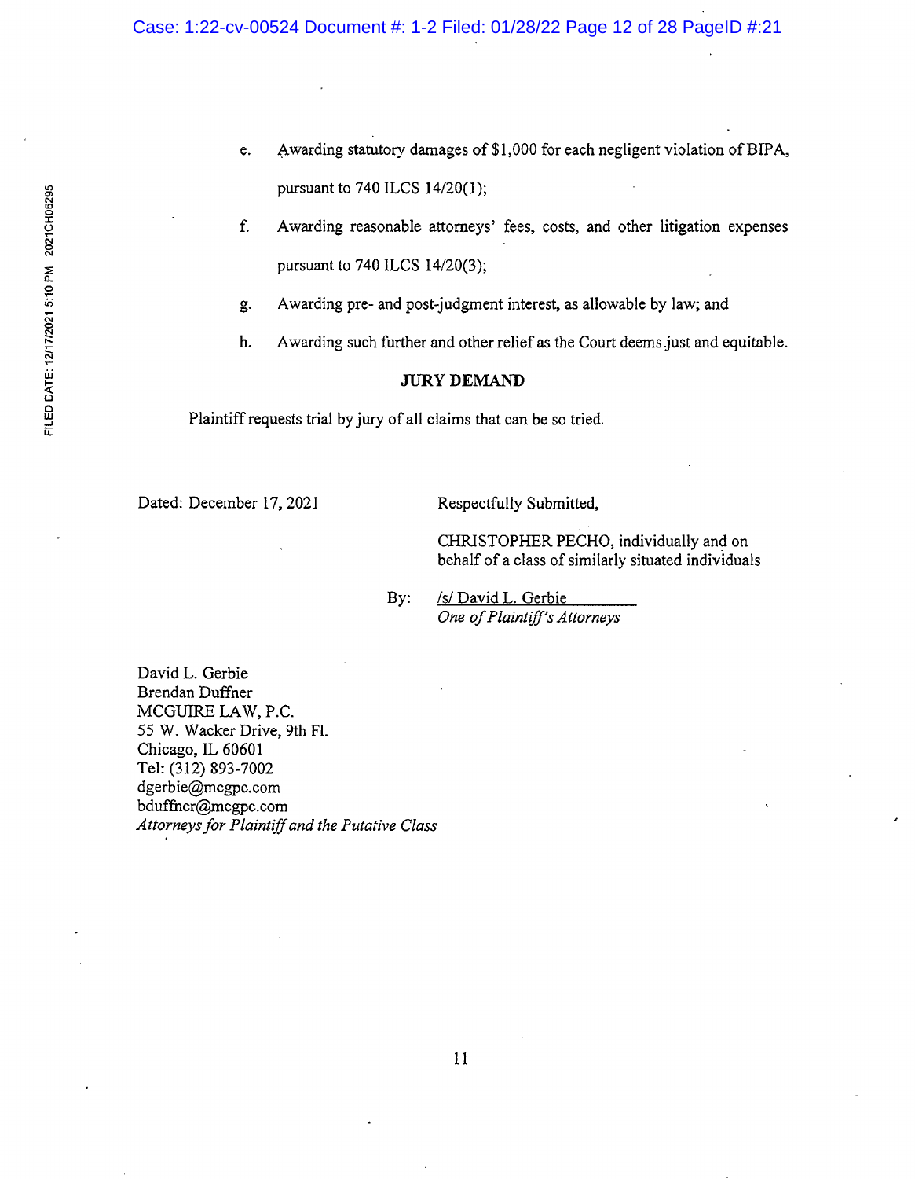e. Awarding statutory damages of $1,000 for each negligent violation of BIPA, pursuant to 740 ILCS 14/20(1);

f. Awarding reasonable attorneys' fees, costs, and other litigation expenses pursuant to 740 ILCS 14/20(3);

g. Awarding pre- and post-judgment interest, as allowable by law; and

h. Awarding such further and other relief as the Court deems just and equitable.

**JURY DEMAND**

Plaintiff requests trial by jury of all claims that can be so tried.

Dated: December 17, 2021

Respectfully Submitted,

CHRISTOPHER PECHO, individually and on behalf of a class of similarly situated individuals

By: /s/ David L. Gerbie
*One of Plaintiff's Attorneys*

David L. Gerbie
Brendan Duffner
MCGUIRE LAW, P.C.
55 W. Wacker Drive, 9th Fl.
Chicago, IL 60601
Tel: (312) 893-7002
dgerbie@mcgpc.com
bduffner@mcgpc.com
*Attorneys for Plaintiff and the Putative Class*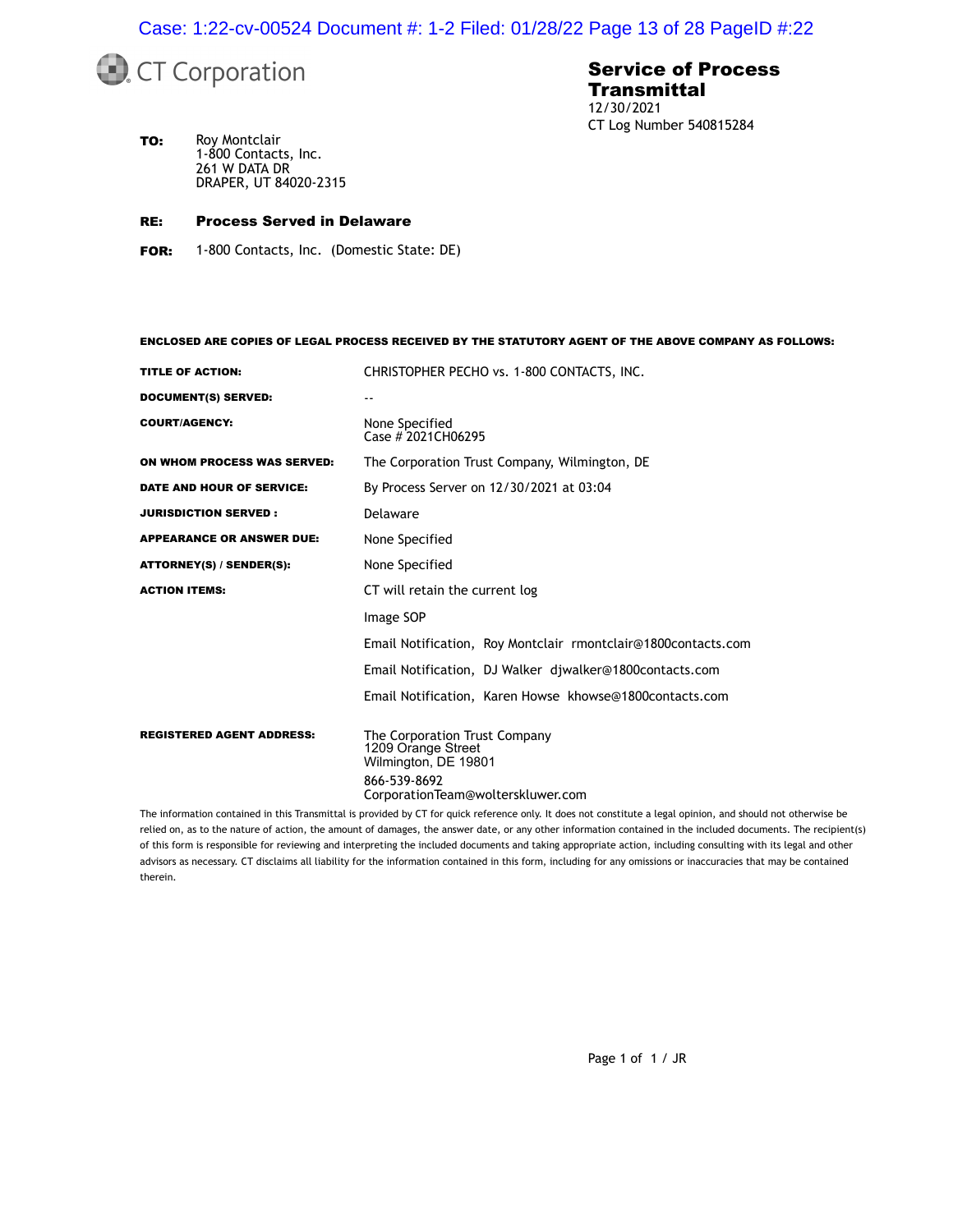CT Corporation

# Service of Process Transmittal

12/30/2021
CT Log Number 540815284

**TO:** Roy Montclair
1-800 Contacts, Inc.
261 W DATA DR
DRAPER, UT 84020-2315

**RE: Process Served in Delaware**

**FOR:** 1-800 Contacts, Inc. (Domestic State: DE)

**ENCLOSED ARE COPIES OF LEGAL PROCESS RECEIVED BY THE STATUTORY AGENT OF THE ABOVE COMPANY AS FOLLOWS:**

| | |
|---|---|
| **TITLE OF ACTION:** | CHRISTOPHER PECHO vs. 1-800 CONTACTS, INC. |
| **DOCUMENT(S) SERVED:** | -- |
| **COURT/AGENCY:** | None Specified<br>Case # 2021CH06295 |
| **ON WHOM PROCESS WAS SERVED:** | The Corporation Trust Company, Wilmington, DE |
| **DATE AND HOUR OF SERVICE:** | By Process Server on 12/30/2021 at 03:04 |
| **JURISDICTION SERVED :** | Delaware |
| **APPEARANCE OR ANSWER DUE:** | None Specified |
| **ATTORNEY(S) / SENDER(S):** | None Specified |
| **ACTION ITEMS:** | CT will retain the current log<br>Image SOP<br>Email Notification, Roy Montclair rmontclair@1800contacts.com<br>Email Notification, DJ Walker djwalker@1800contacts.com<br>Email Notification, Karen Howse khowse@1800contacts.com |
| **REGISTERED AGENT ADDRESS:** | The Corporation Trust Company<br>1209 Orange Street<br>Wilmington, DE 19801<br>866-539-8692<br>CorporationTeam@wolterskluwer.com |

The information contained in this Transmittal is provided by CT for quick reference only. It does not constitute a legal opinion, and should not otherwise be relied on, as to the nature of action, the amount of damages, the answer date, or any other information contained in the included documents. The recipient(s) of this form is responsible for reviewing and interpreting the included documents and taking appropriate action, including consulting with its legal and other advisors as necessary. CT disclaims all liability for the information contained in this form, including for any omissions or inaccuracies that may be contained therein.

Page 1 of 1 / JR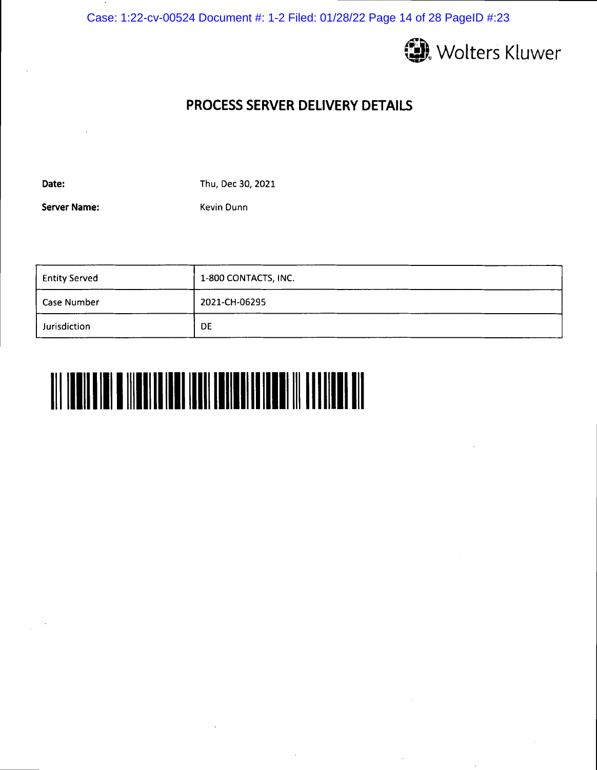Wolters Kluwer

# PROCESS SERVER DELIVERY DETAILS

**Date:** Thu, Dec 30, 2021

**Server Name:** Kevin Dunn

| | |
|---|---|
| Entity Served | 1-800 CONTACTS, INC. |
| Case Number | 2021-CH-06295 |
| Jurisdiction | DE |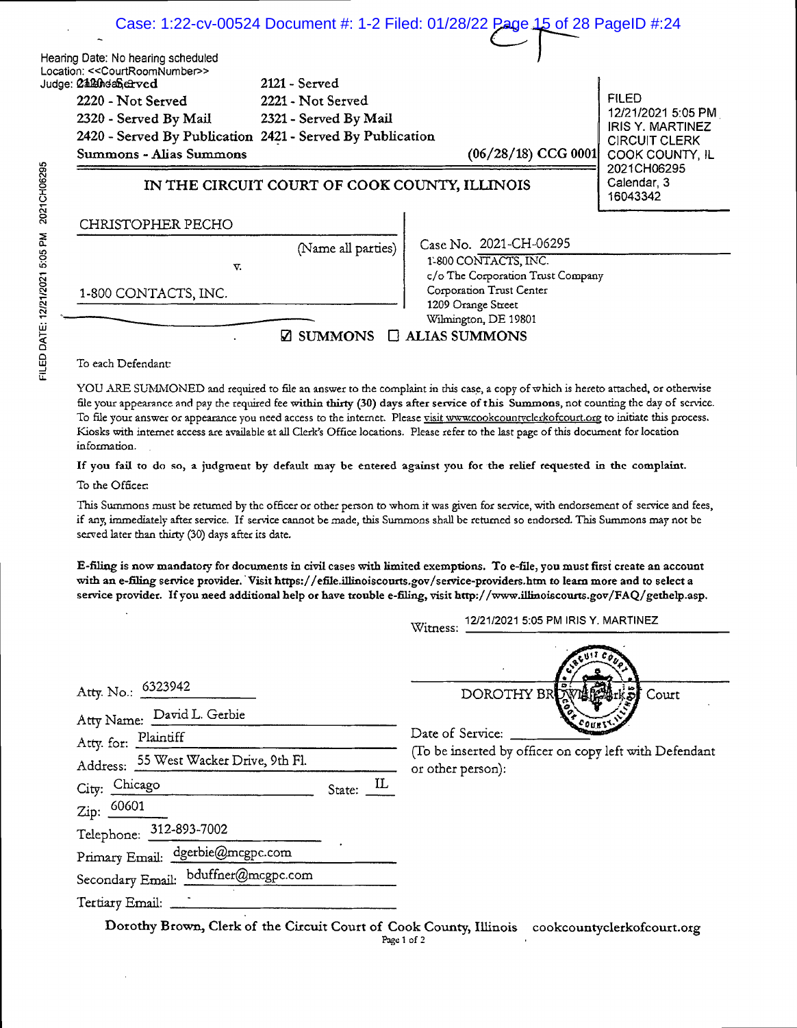Hearing Date: No hearing scheduled
Location: <<CourtRoomNumber>>
Judge: Calendar, 3

| 2120 - Served | 2121 - Served |
|---|---|
| 2220 - Not Served | 2221 - Not Served |
| 2320 - Served By Mail | 2321 - Served By Mail |
| 2420 - Served By Publication | 2421 - Served By Publication |

Summons - Alias Summons (06/28/18) CCG 0001

FILED
12/21/2021 5:05 PM
IRIS Y. MARTINEZ
CIRCUIT CLERK
COOK COUNTY, IL
2021CH06295
Calendar, 3
16043342

FILED DATE: 12/21/2021 5:05 PM 2021CH06295

# IN THE CIRCUIT COURT OF COOK COUNTY, ILLINOIS

CHRISTOPHER PECHO

(Name all parties)

v.

1-800 CONTACTS, INC.

Case No. 2021-CH-06295

1-800 CONTACTS, INC.
c/o The Corporation Trust Company
Corporation Trust Center
1209 Orange Street
Wilmington, DE 19801

☑ SUMMONS ☐ ALIAS SUMMONS

To each Defendant:

YOU ARE SUMMONED and required to file an answer to the complaint in this case, a copy of which is hereto attached, or otherwise file your appearance and pay the required fee within thirty (30) days after service of this Summons, not counting the day of service. To file your answer or appearance you need access to the internet. Please visit www.cookcountyclerkofcourt.org to initiate this process. Kiosks with internet access are available at all Clerk's Office locations. Please refer to the last page of this document for location information.

**If you fail to do so, a judgment by default may be entered against you for the relief requested in the complaint.**

To the Officer:

This Summons must be returned by the officer or other person to whom it was given for service, with endorsement of service and fees, if any, immediately after service. If service cannot be made, this Summons shall be returned so endorsed. This Summons may not be served later than thirty (30) days after its date.

**E-filing is now mandatory for documents in civil cases with limited exemptions. To e-file, you must first create an account with an e-filing service provider. Visit https://efile.illinoiscourts.gov/service-providers.htm to learn more and to select a service provider. If you need additional help or have trouble e-filing, visit http://www.illinoiscourts.gov/FAQ/gethelp.asp.**

Witness: 12/21/2021 5:05 PM IRIS Y. MARTINEZ

DOROTHY BROWN, Clerk of Court

Date of Service: ____________
(To be inserted by officer on copy left with Defendant or other person):

Atty. No.: 6323942
Atty Name: David L. Gerbie
Atty. for: Plaintiff
Address: 55 West Wacker Drive, 9th Fl.
City: Chicago State: IL
Zip: 60601
Telephone: 312-893-7002
Primary Email: dgerbie@mcgpc.com
Secondary Email: bduffner@mcgpc.com
Tertiary Email: ____________

Dorothy Brown, Clerk of the Circuit Court of Cook County, Illinois cookcountyclerkofcourt.org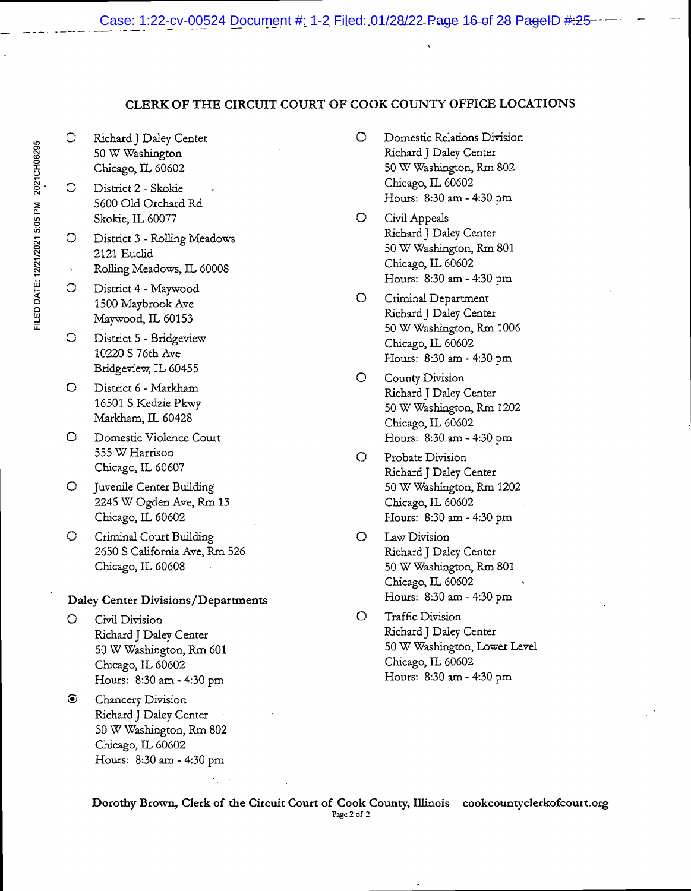## CLERK OF THE CIRCUIT COURT OF COOK COUNTY OFFICE LOCATIONS

- ○ Richard J Daley Center
  50 W Washington
  Chicago, IL 60602
- ○ District 2 - Skokie
  5600 Old Orchard Rd
  Skokie, IL 60077
- ○ District 3 - Rolling Meadows
  2121 Euclid
  Rolling Meadows, IL 60008
- ○ District 4 - Maywood
  1500 Maybrook Ave
  Maywood, IL 60153
- ○ District 5 - Bridgeview
  10220 S 76th Ave
  Bridgeview, IL 60455
- ○ District 6 - Markham
  16501 S Kedzie Pkwy
  Markham, IL 60428
- ○ Domestic Violence Court
  555 W Harrison
  Chicago, IL 60607
- ○ Juvenile Center Building
  2245 W Ogden Ave, Rm 13
  Chicago, IL 60602
- ○ Criminal Court Building
  2650 S California Ave, Rm 526
  Chicago, IL 60608

### Daley Center Divisions/Departments

- ○ Civil Division
  Richard J Daley Center
  50 W Washington, Rm 601
  Chicago, IL 60602
  Hours: 8:30 am - 4:30 pm
- ◉ Chancery Division
  Richard J Daley Center
  50 W Washington, Rm 802
  Chicago, IL 60602
  Hours: 8:30 am - 4:30 pm
- ○ Domestic Relations Division
  Richard J Daley Center
  50 W Washington, Rm 802
  Chicago, IL 60602
  Hours: 8:30 am - 4:30 pm
- ○ Civil Appeals
  Richard J Daley Center
  50 W Washington, Rm 801
  Chicago, IL 60602
  Hours: 8:30 am - 4:30 pm
- ○ Criminal Department
  Richard J Daley Center
  50 W Washington, Rm 1006
  Chicago, IL 60602
  Hours: 8:30 am - 4:30 pm
- ○ County Division
  Richard J Daley Center
  50 W Washington, Rm 1202
  Chicago, IL 60602
  Hours: 8:30 am - 4:30 pm
- ○ Probate Division
  Richard J Daley Center
  50 W Washington, Rm 1202
  Chicago, IL 60602
  Hours: 8:30 am - 4:30 pm
- ○ Law Division
  Richard J Daley Center
  50 W Washington, Rm 801
  Chicago, IL 60602
  Hours: 8:30 am - 4:30 pm
- ○ Traffic Division
  Richard J Daley Center
  50 W Washington, Lower Level
  Chicago, IL 60602
  Hours: 8:30 am - 4:30 pm

**Dorothy Brown, Clerk of the Circuit Court of Cook County, Illinois cookcountyclerkofcourt.org**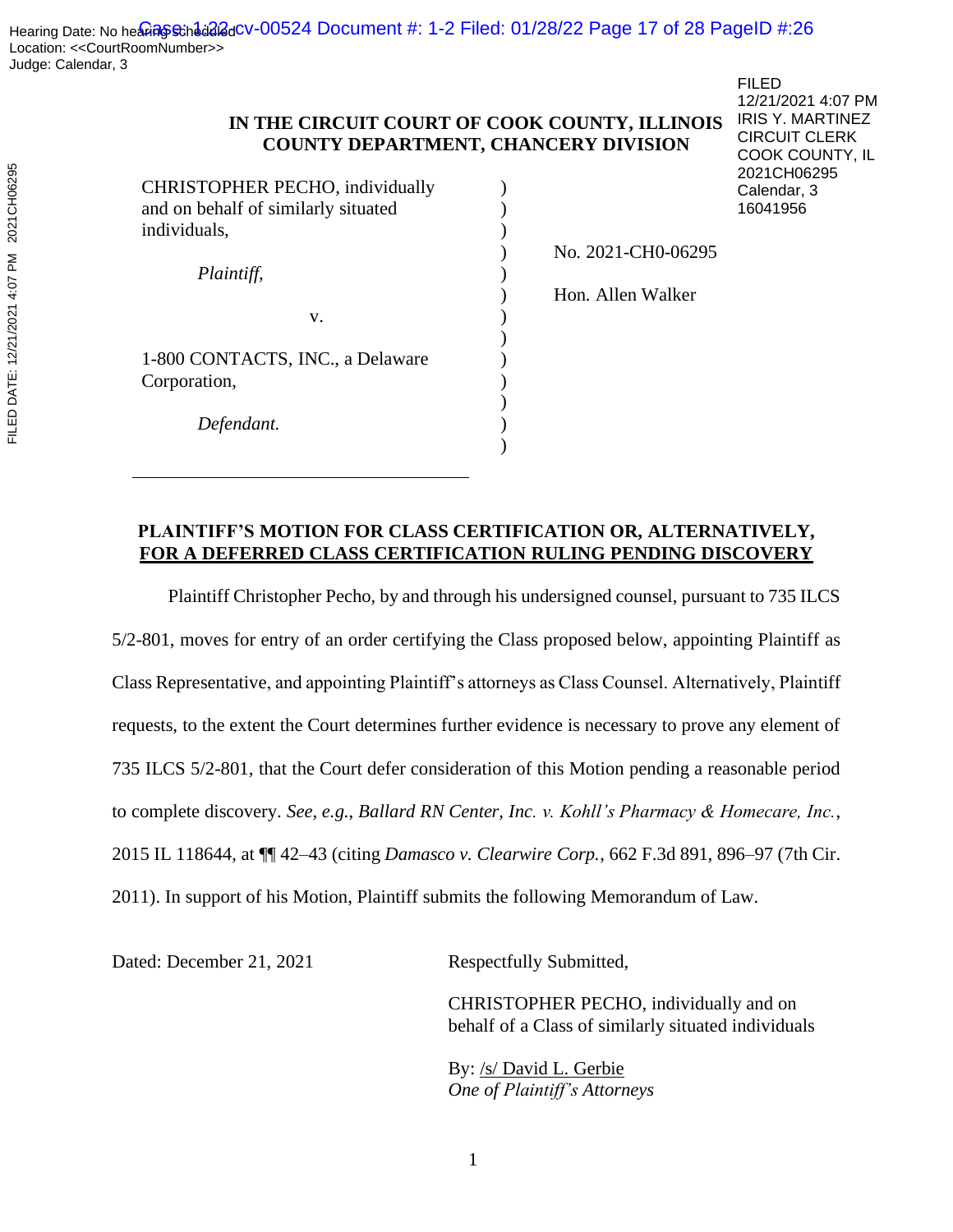IN THE CIRCUIT COURT OF COOK COUNTY, ILLINOIS
COUNTY DEPARTMENT, CHANCERY DIVISION

FILED
12/21/2021 4:07 PM
IRIS Y. MARTINEZ
CIRCUIT CLERK
COOK COUNTY, IL
2021CH06295
Calendar, 3
16041956

| | | |
|---|---|---|
| CHRISTOPHER PECHO, individually and on behalf of similarly situated individuals, | ) | |
| *Plaintiff,* | ) | No. 2021-CH0-06295 |
| v. | ) | Hon. Allen Walker |
| 1-800 CONTACTS, INC., a Delaware Corporation, | ) | |
| *Defendant.* | ) | |

**PLAINTIFF'S MOTION FOR CLASS CERTIFICATION OR, ALTERNATIVELY, FOR A DEFERRED CLASS CERTIFICATION RULING PENDING DISCOVERY**

Plaintiff Christopher Pecho, by and through his undersigned counsel, pursuant to 735 ILCS 5/2-801, moves for entry of an order certifying the Class proposed below, appointing Plaintiff as Class Representative, and appointing Plaintiff's attorneys as Class Counsel. Alternatively, Plaintiff requests, to the extent the Court determines further evidence is necessary to prove any element of 735 ILCS 5/2-801, that the Court defer consideration of this Motion pending a reasonable period to complete discovery. *See, e.g., Ballard RN Center, Inc. v. Kohll's Pharmacy & Homecare, Inc.*, 2015 IL 118644, at ¶¶ 42–43 (citing *Damasco v. Clearwire Corp.*, 662 F.3d 891, 896–97 (7th Cir. 2011). In support of his Motion, Plaintiff submits the following Memorandum of Law.

Dated: December 21, 2021

Respectfully Submitted,

CHRISTOPHER PECHO, individually and on behalf of a Class of similarly situated individuals

By: /s/ David L. Gerbie
*One of Plaintiff's Attorneys*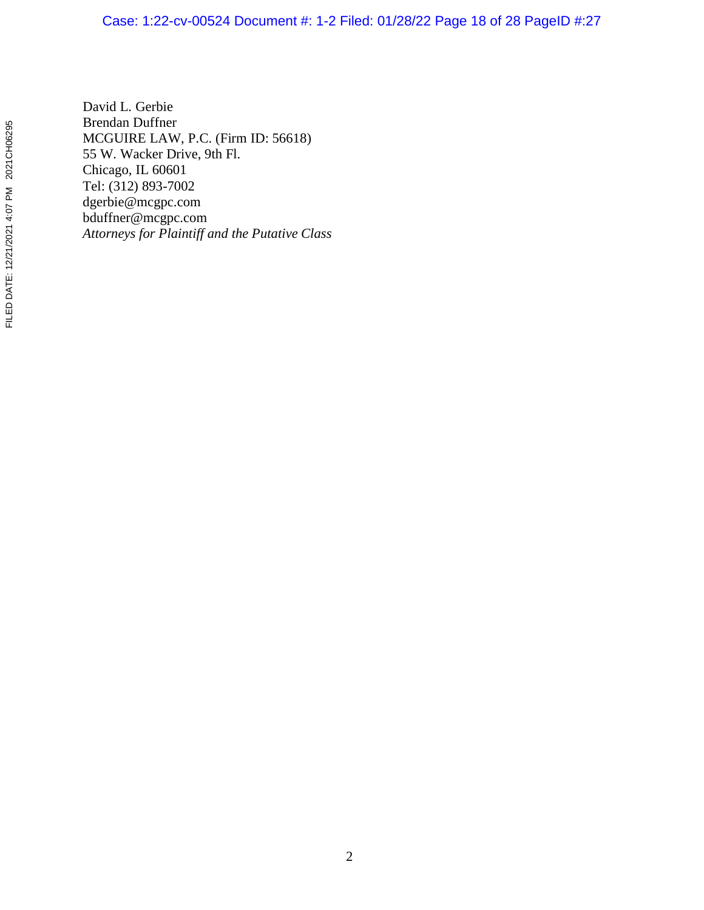David L. Gerbie
Brendan Duffner
MCGUIRE LAW, P.C. (Firm ID: 56618)
55 W. Wacker Drive, 9th Fl.
Chicago, IL 60601
Tel: (312) 893-7002
dgerbie@mcgpc.com
bduffner@mcgpc.com
*Attorneys for Plaintiff and the Putative Class*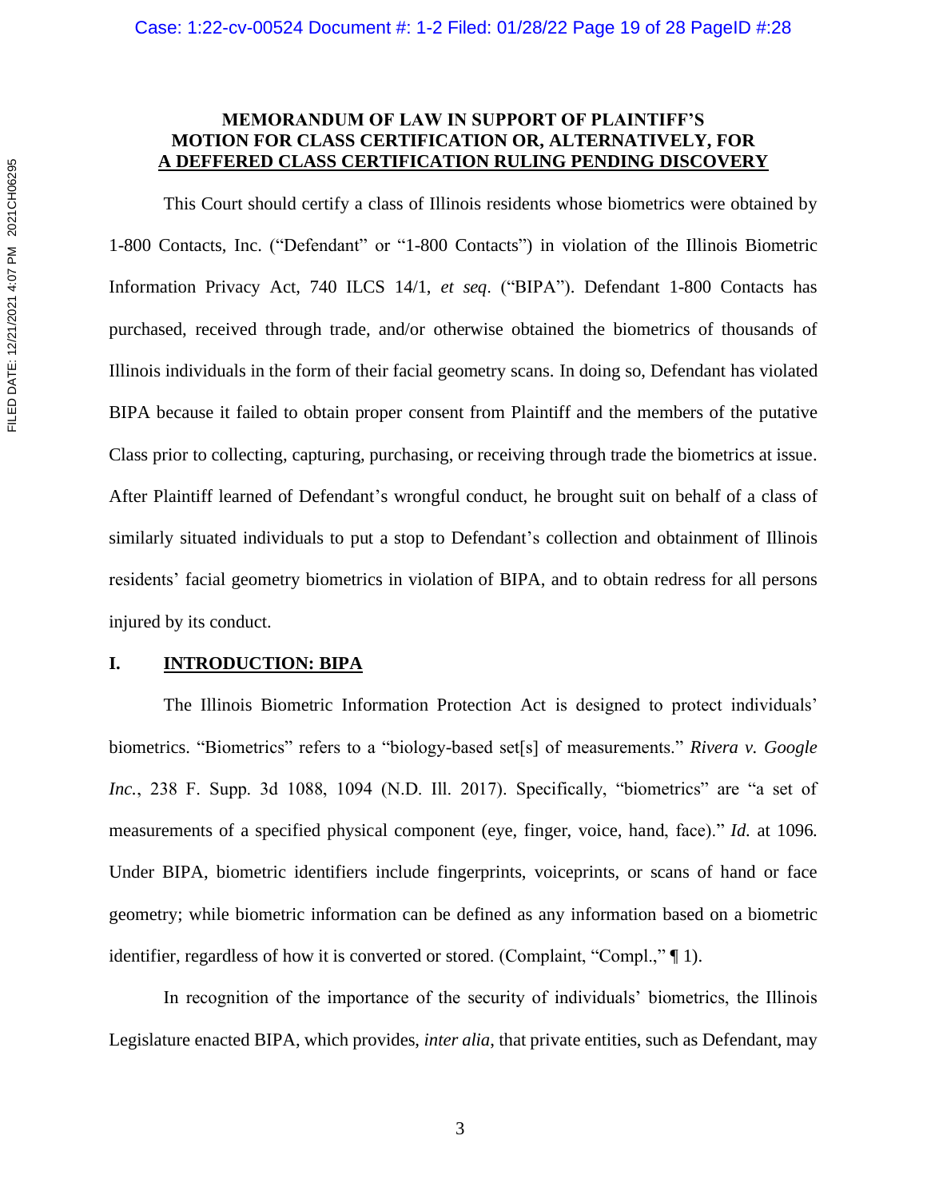**MEMORANDUM OF LAW IN SUPPORT OF PLAINTIFF'S MOTION FOR CLASS CERTIFICATION OR, ALTERNATIVELY, FOR A DEFFERED CLASS CERTIFICATION RULING PENDING DISCOVERY**

This Court should certify a class of Illinois residents whose biometrics were obtained by 1-800 Contacts, Inc. ("Defendant" or "1-800 Contacts") in violation of the Illinois Biometric Information Privacy Act, 740 ILCS 14/1, *et seq*. ("BIPA"). Defendant 1-800 Contacts has purchased, received through trade, and/or otherwise obtained the biometrics of thousands of Illinois individuals in the form of their facial geometry scans. In doing so, Defendant has violated BIPA because it failed to obtain proper consent from Plaintiff and the members of the putative Class prior to collecting, capturing, purchasing, or receiving through trade the biometrics at issue. After Plaintiff learned of Defendant's wrongful conduct, he brought suit on behalf of a class of similarly situated individuals to put a stop to Defendant's collection and obtainment of Illinois residents' facial geometry biometrics in violation of BIPA, and to obtain redress for all persons injured by its conduct.

## I. INTRODUCTION: BIPA

The Illinois Biometric Information Protection Act is designed to protect individuals' biometrics. "Biometrics" refers to a "biology-based set[s] of measurements." *Rivera v. Google Inc.*, 238 F. Supp. 3d 1088, 1094 (N.D. Ill. 2017). Specifically, "biometrics" are "a set of measurements of a specified physical component (eye, finger, voice, hand, face)." *Id.* at 1096. Under BIPA, biometric identifiers include fingerprints, voiceprints, or scans of hand or face geometry; while biometric information can be defined as any information based on a biometric identifier, regardless of how it is converted or stored. (Complaint, "Compl.," ¶ 1).

In recognition of the importance of the security of individuals' biometrics, the Illinois Legislature enacted BIPA, which provides, *inter alia*, that private entities, such as Defendant, may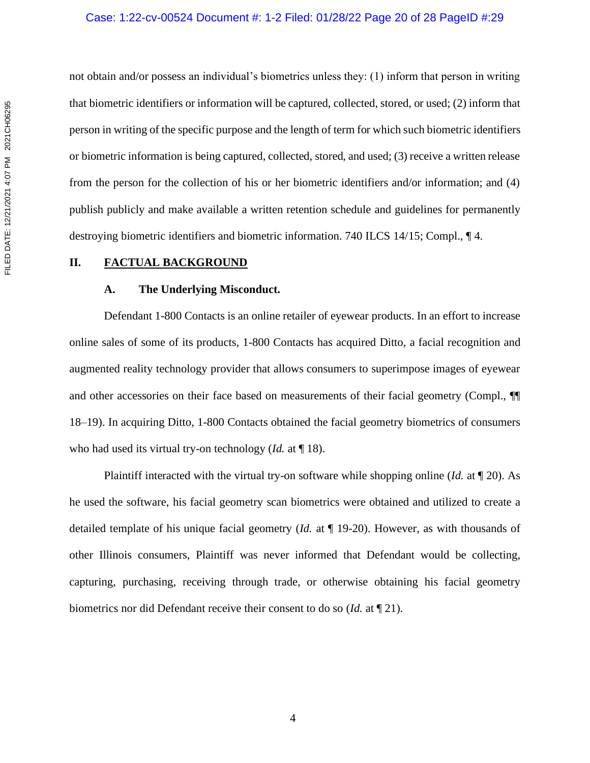not obtain and/or possess an individual's biometrics unless they: (1) inform that person in writing that biometric identifiers or information will be captured, collected, stored, or used; (2) inform that person in writing of the specific purpose and the length of term for which such biometric identifiers or biometric information is being captured, collected, stored, and used; (3) receive a written release from the person for the collection of his or her biometric identifiers and/or information; and (4) publish publicly and make available a written retention schedule and guidelines for permanently destroying biometric identifiers and biometric information. 740 ILCS 14/15; Compl., ¶ 4.

## II. FACTUAL BACKGROUND

### A. The Underlying Misconduct.

Defendant 1-800 Contacts is an online retailer of eyewear products. In an effort to increase online sales of some of its products, 1-800 Contacts has acquired Ditto, a facial recognition and augmented reality technology provider that allows consumers to superimpose images of eyewear and other accessories on their face based on measurements of their facial geometry (Compl., ¶¶ 18–19). In acquiring Ditto, 1-800 Contacts obtained the facial geometry biometrics of consumers who had used its virtual try-on technology (*Id.* at ¶ 18).

Plaintiff interacted with the virtual try-on software while shopping online (*Id.* at ¶ 20). As he used the software, his facial geometry scan biometrics were obtained and utilized to create a detailed template of his unique facial geometry (*Id.* at ¶ 19-20). However, as with thousands of other Illinois consumers, Plaintiff was never informed that Defendant would be collecting, capturing, purchasing, receiving through trade, or otherwise obtaining his facial geometry biometrics nor did Defendant receive their consent to do so (*Id.* at ¶ 21).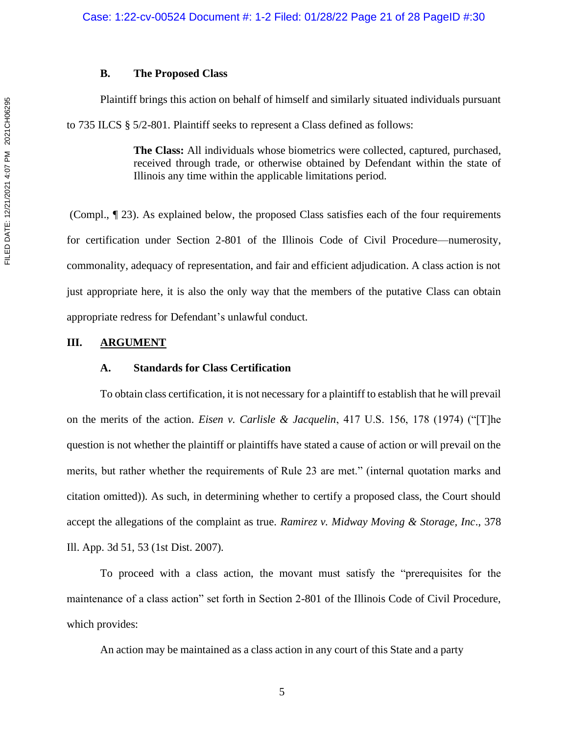### B. The Proposed Class

Plaintiff brings this action on behalf of himself and similarly situated individuals pursuant to 735 ILCS § 5/2-801. Plaintiff seeks to represent a Class defined as follows:

> **The Class:** All individuals whose biometrics were collected, captured, purchased, received through trade, or otherwise obtained by Defendant within the state of Illinois any time within the applicable limitations period.

(Compl., ¶ 23). As explained below, the proposed Class satisfies each of the four requirements for certification under Section 2-801 of the Illinois Code of Civil Procedure—numerosity, commonality, adequacy of representation, and fair and efficient adjudication. A class action is not just appropriate here, it is also the only way that the members of the putative Class can obtain appropriate redress for Defendant's unlawful conduct.

## III. ARGUMENT

### A. Standards for Class Certification

To obtain class certification, it is not necessary for a plaintiff to establish that he will prevail on the merits of the action. *Eisen v. Carlisle & Jacquelin*, 417 U.S. 156, 178 (1974) ("[T]he question is not whether the plaintiff or plaintiffs have stated a cause of action or will prevail on the merits, but rather whether the requirements of Rule 23 are met." (internal quotation marks and citation omitted)). As such, in determining whether to certify a proposed class, the Court should accept the allegations of the complaint as true. *Ramirez v. Midway Moving & Storage, Inc*., 378 Ill. App. 3d 51, 53 (1st Dist. 2007).

To proceed with a class action, the movant must satisfy the "prerequisites for the maintenance of a class action" set forth in Section 2-801 of the Illinois Code of Civil Procedure, which provides:

An action may be maintained as a class action in any court of this State and a party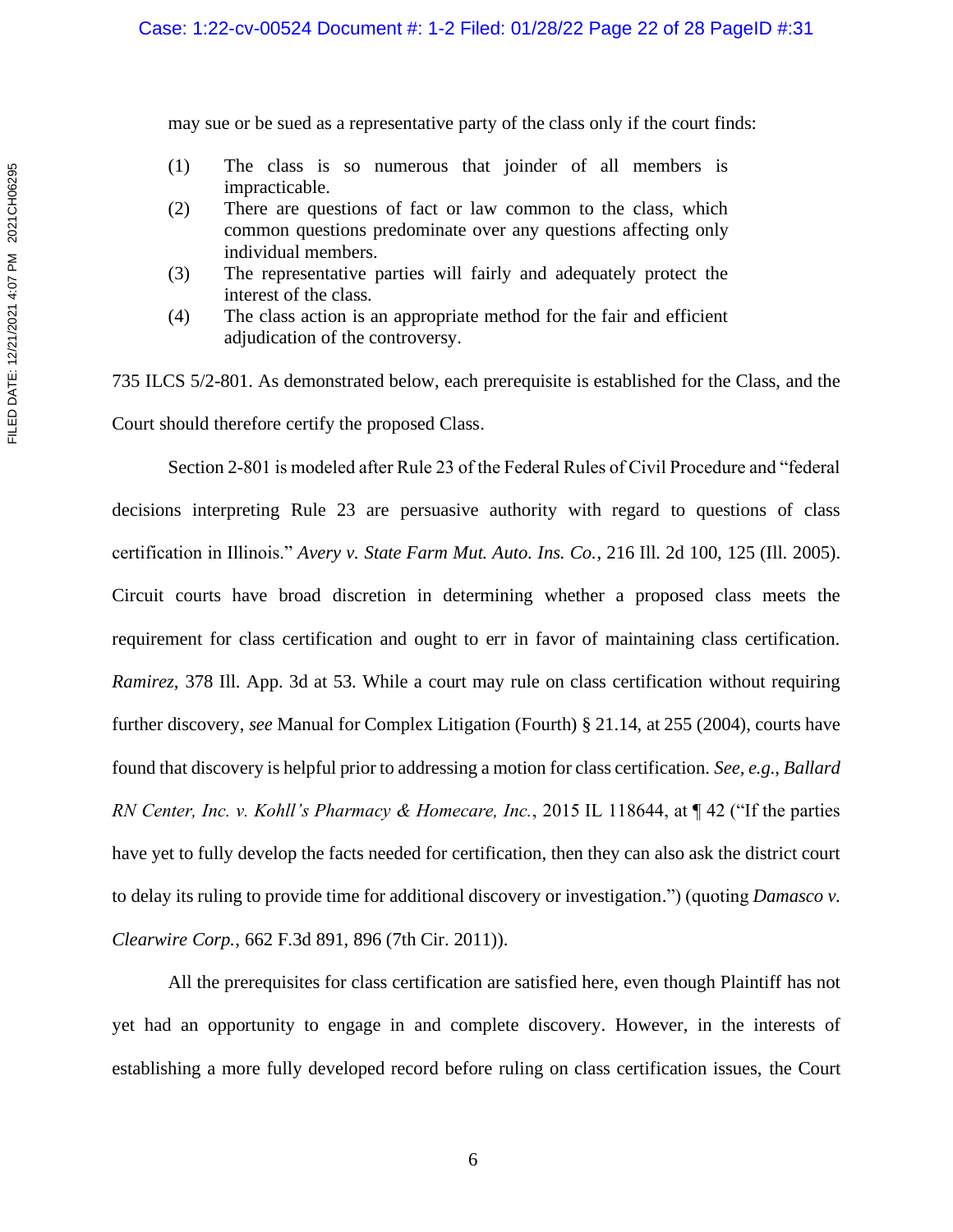may sue or be sued as a representative party of the class only if the court finds:

> (1) The class is so numerous that joinder of all members is impracticable.
> (2) There are questions of fact or law common to the class, which common questions predominate over any questions affecting only individual members.
> (3) The representative parties will fairly and adequately protect the interest of the class.
> (4) The class action is an appropriate method for the fair and efficient adjudication of the controversy.

735 ILCS 5/2-801. As demonstrated below, each prerequisite is established for the Class, and the Court should therefore certify the proposed Class.

Section 2-801 is modeled after Rule 23 of the Federal Rules of Civil Procedure and "federal decisions interpreting Rule 23 are persuasive authority with regard to questions of class certification in Illinois." *Avery v. State Farm Mut. Auto. Ins. Co.*, 216 Ill. 2d 100, 125 (Ill. 2005). Circuit courts have broad discretion in determining whether a proposed class meets the requirement for class certification and ought to err in favor of maintaining class certification. *Ramirez*, 378 Ill. App. 3d at 53. While a court may rule on class certification without requiring further discovery, *see* Manual for Complex Litigation (Fourth) § 21.14, at 255 (2004), courts have found that discovery is helpful prior to addressing a motion for class certification. *See, e.g., Ballard RN Center, Inc. v. Kohll's Pharmacy & Homecare, Inc.*, 2015 IL 118644, at ¶ 42 ("If the parties have yet to fully develop the facts needed for certification, then they can also ask the district court to delay its ruling to provide time for additional discovery or investigation.") (quoting *Damasco v. Clearwire Corp.*, 662 F.3d 891, 896 (7th Cir. 2011)).

All the prerequisites for class certification are satisfied here, even though Plaintiff has not yet had an opportunity to engage in and complete discovery. However, in the interests of establishing a more fully developed record before ruling on class certification issues, the Court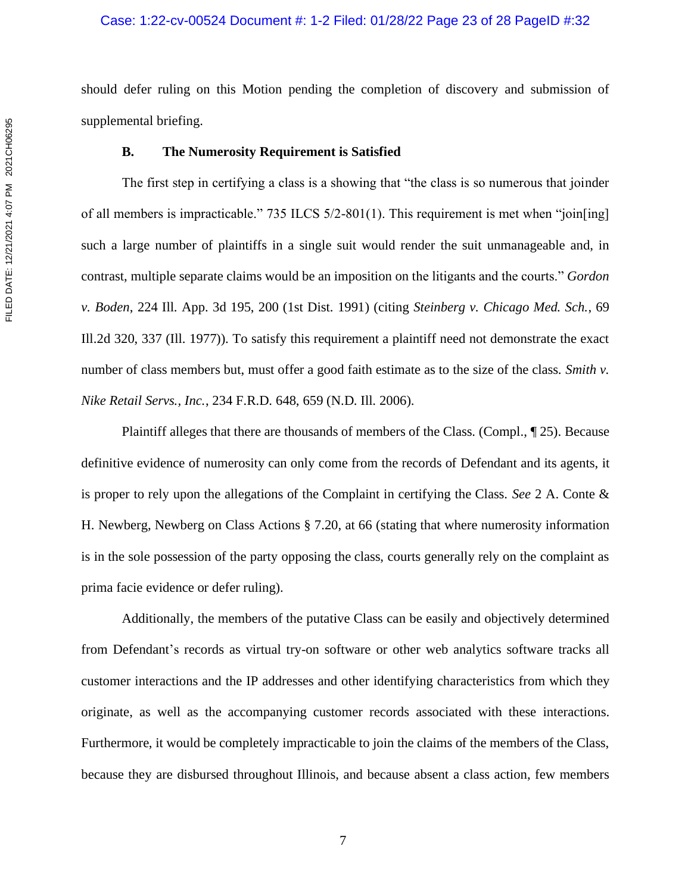should defer ruling on this Motion pending the completion of discovery and submission of supplemental briefing.

### B. The Numerosity Requirement is Satisfied

The first step in certifying a class is a showing that "the class is so numerous that joinder of all members is impracticable." 735 ILCS 5/2-801(1). This requirement is met when "join[ing] such a large number of plaintiffs in a single suit would render the suit unmanageable and, in contrast, multiple separate claims would be an imposition on the litigants and the courts." *Gordon v. Boden*, 224 Ill. App. 3d 195, 200 (1st Dist. 1991) (citing *Steinberg v. Chicago Med. Sch.*, 69 Ill.2d 320, 337 (Ill. 1977)). To satisfy this requirement a plaintiff need not demonstrate the exact number of class members but, must offer a good faith estimate as to the size of the class. *Smith v. Nike Retail Servs., Inc.*, 234 F.R.D. 648, 659 (N.D. Ill. 2006).

Plaintiff alleges that there are thousands of members of the Class. (Compl., ¶ 25). Because definitive evidence of numerosity can only come from the records of Defendant and its agents, it is proper to rely upon the allegations of the Complaint in certifying the Class. *See* 2 A. Conte & H. Newberg, Newberg on Class Actions § 7.20, at 66 (stating that where numerosity information is in the sole possession of the party opposing the class, courts generally rely on the complaint as prima facie evidence or defer ruling).

Additionally, the members of the putative Class can be easily and objectively determined from Defendant's records as virtual try-on software or other web analytics software tracks all customer interactions and the IP addresses and other identifying characteristics from which they originate, as well as the accompanying customer records associated with these interactions. Furthermore, it would be completely impracticable to join the claims of the members of the Class, because they are disbursed throughout Illinois, and because absent a class action, few members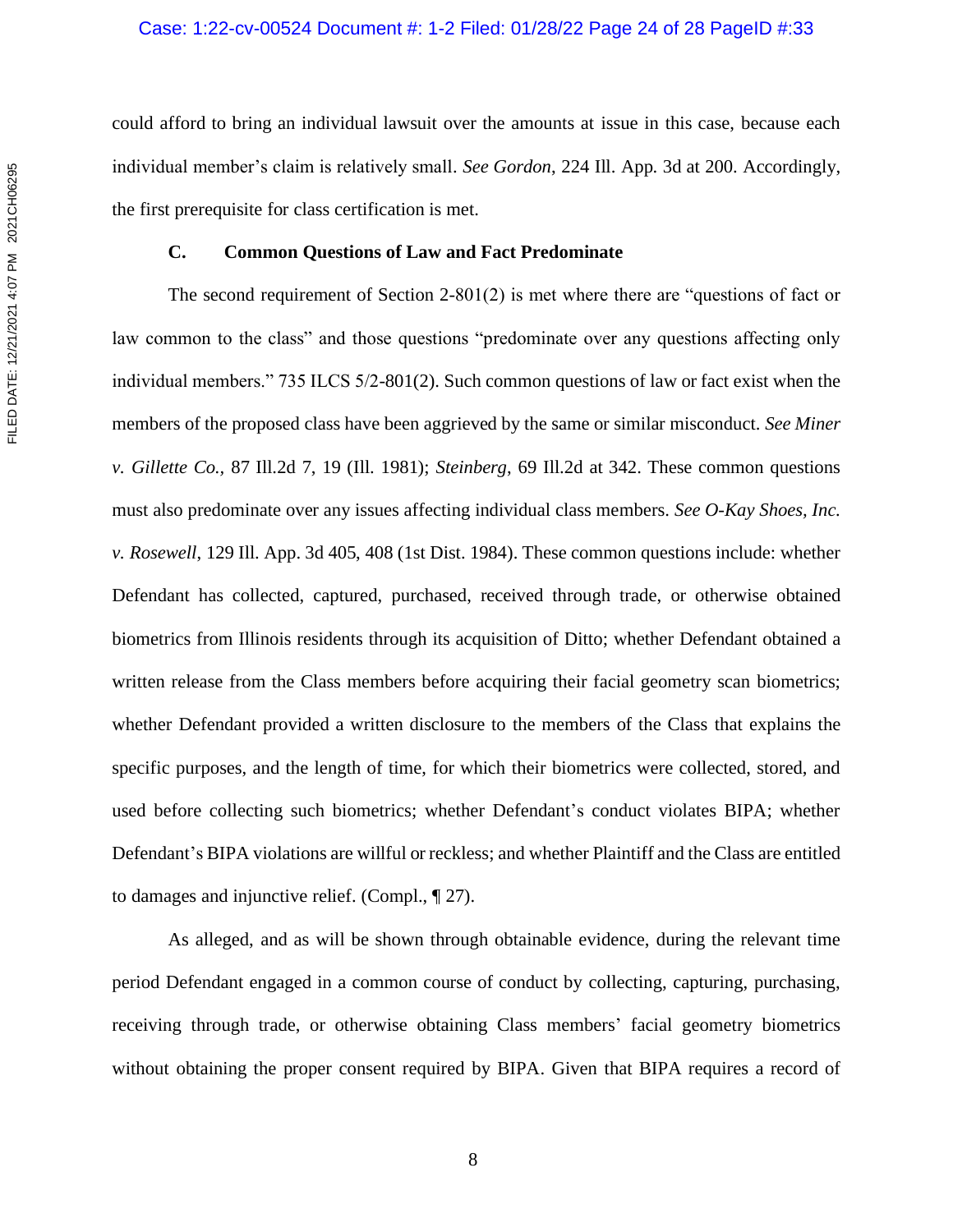could afford to bring an individual lawsuit over the amounts at issue in this case, because each individual member's claim is relatively small. *See Gordon*, 224 Ill. App. 3d at 200. Accordingly, the first prerequisite for class certification is met.

### C. Common Questions of Law and Fact Predominate

The second requirement of Section 2-801(2) is met where there are "questions of fact or law common to the class" and those questions "predominate over any questions affecting only individual members." 735 ILCS 5/2-801(2). Such common questions of law or fact exist when the members of the proposed class have been aggrieved by the same or similar misconduct. *See Miner v. Gillette Co.*, 87 Ill.2d 7, 19 (Ill. 1981); *Steinberg*, 69 Ill.2d at 342. These common questions must also predominate over any issues affecting individual class members. *See O-Kay Shoes, Inc. v. Rosewell*, 129 Ill. App. 3d 405, 408 (1st Dist. 1984). These common questions include: whether Defendant has collected, captured, purchased, received through trade, or otherwise obtained biometrics from Illinois residents through its acquisition of Ditto; whether Defendant obtained a written release from the Class members before acquiring their facial geometry scan biometrics; whether Defendant provided a written disclosure to the members of the Class that explains the specific purposes, and the length of time, for which their biometrics were collected, stored, and used before collecting such biometrics; whether Defendant's conduct violates BIPA; whether Defendant's BIPA violations are willful or reckless; and whether Plaintiff and the Class are entitled to damages and injunctive relief. (Compl., ¶ 27).

As alleged, and as will be shown through obtainable evidence, during the relevant time period Defendant engaged in a common course of conduct by collecting, capturing, purchasing, receiving through trade, or otherwise obtaining Class members' facial geometry biometrics without obtaining the proper consent required by BIPA. Given that BIPA requires a record of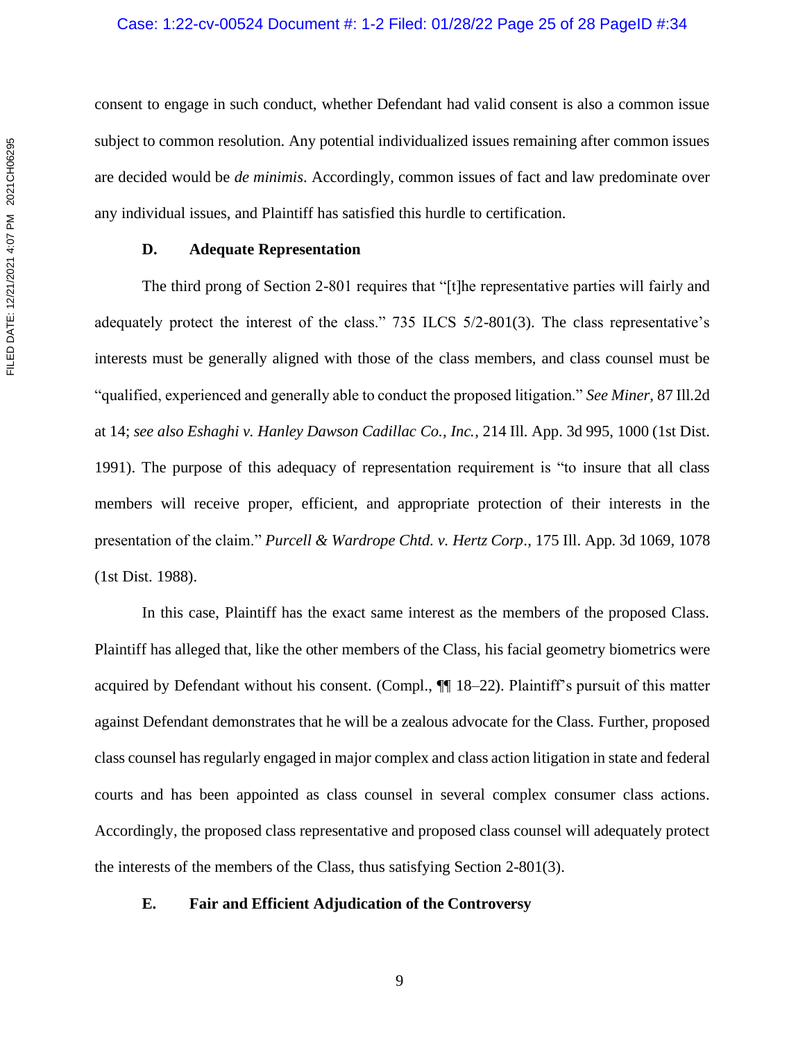consent to engage in such conduct, whether Defendant had valid consent is also a common issue subject to common resolution. Any potential individualized issues remaining after common issues are decided would be *de minimis*. Accordingly, common issues of fact and law predominate over any individual issues, and Plaintiff has satisfied this hurdle to certification.

### D. Adequate Representation

The third prong of Section 2-801 requires that "[t]he representative parties will fairly and adequately protect the interest of the class." 735 ILCS 5/2-801(3). The class representative's interests must be generally aligned with those of the class members, and class counsel must be "qualified, experienced and generally able to conduct the proposed litigation." *See Miner*, 87 Ill.2d at 14; *see also Eshaghi v. Hanley Dawson Cadillac Co., Inc.*, 214 Ill. App. 3d 995, 1000 (1st Dist. 1991). The purpose of this adequacy of representation requirement is "to insure that all class members will receive proper, efficient, and appropriate protection of their interests in the presentation of the claim." *Purcell & Wardrope Chtd. v. Hertz Corp*., 175 Ill. App. 3d 1069, 1078 (1st Dist. 1988).

In this case, Plaintiff has the exact same interest as the members of the proposed Class. Plaintiff has alleged that, like the other members of the Class, his facial geometry biometrics were acquired by Defendant without his consent. (Compl., ¶¶ 18–22). Plaintiff's pursuit of this matter against Defendant demonstrates that he will be a zealous advocate for the Class. Further, proposed class counsel has regularly engaged in major complex and class action litigation in state and federal courts and has been appointed as class counsel in several complex consumer class actions. Accordingly, the proposed class representative and proposed class counsel will adequately protect the interests of the members of the Class, thus satisfying Section 2-801(3).

### E. Fair and Efficient Adjudication of the Controversy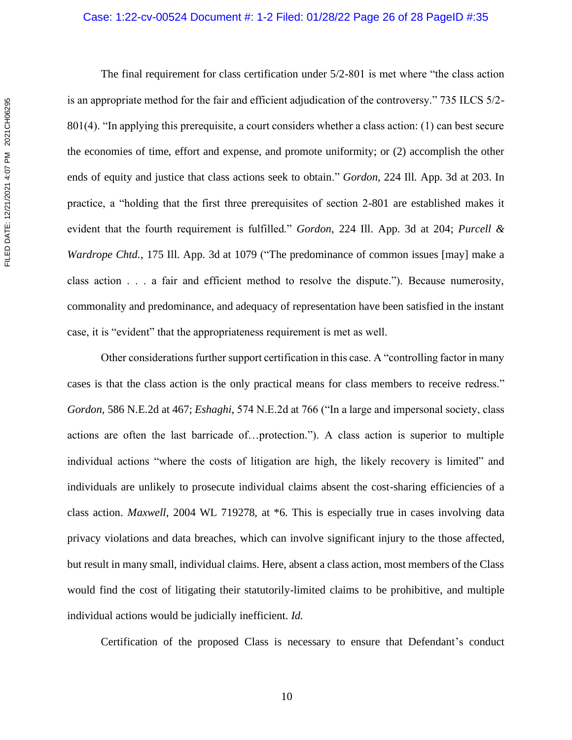The final requirement for class certification under 5/2-801 is met where "the class action is an appropriate method for the fair and efficient adjudication of the controversy." 735 ILCS 5/2-801(4). "In applying this prerequisite, a court considers whether a class action: (1) can best secure the economies of time, effort and expense, and promote uniformity; or (2) accomplish the other ends of equity and justice that class actions seek to obtain." *Gordon*, 224 Ill. App. 3d at 203. In practice, a "holding that the first three prerequisites of section 2-801 are established makes it evident that the fourth requirement is fulfilled." *Gordon*, 224 Ill. App. 3d at 204; *Purcell & Wardrope Chtd.*, 175 Ill. App. 3d at 1079 ("The predominance of common issues [may] make a class action . . . a fair and efficient method to resolve the dispute."). Because numerosity, commonality and predominance, and adequacy of representation have been satisfied in the instant case, it is "evident" that the appropriateness requirement is met as well.

Other considerations further support certification in this case. A "controlling factor in many cases is that the class action is the only practical means for class members to receive redress." *Gordon*, 586 N.E.2d at 467; *Eshaghi*, 574 N.E.2d at 766 ("In a large and impersonal society, class actions are often the last barricade of…protection."). A class action is superior to multiple individual actions "where the costs of litigation are high, the likely recovery is limited" and individuals are unlikely to prosecute individual claims absent the cost-sharing efficiencies of a class action. *Maxwell*, 2004 WL 719278, at *6. This is especially true in cases involving data privacy violations and data breaches, which can involve significant injury to the those affected, but result in many small, individual claims. Here, absent a class action, most members of the Class would find the cost of litigating their statutorily-limited claims to be prohibitive, and multiple individual actions would be judicially inefficient. *Id.*

Certification of the proposed Class is necessary to ensure that Defendant's conduct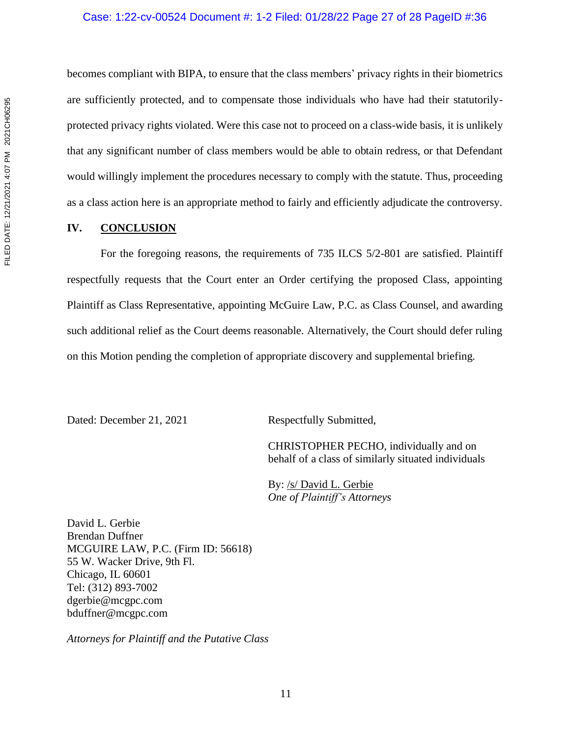becomes compliant with BIPA, to ensure that the class members' privacy rights in their biometrics are sufficiently protected, and to compensate those individuals who have had their statutorily-protected privacy rights violated. Were this case not to proceed on a class-wide basis, it is unlikely that any significant number of class members would be able to obtain redress, or that Defendant would willingly implement the procedures necessary to comply with the statute. Thus, proceeding as a class action here is an appropriate method to fairly and efficiently adjudicate the controversy.

## IV. CONCLUSION

For the foregoing reasons, the requirements of 735 ILCS 5/2-801 are satisfied. Plaintiff respectfully requests that the Court enter an Order certifying the proposed Class, appointing Plaintiff as Class Representative, appointing McGuire Law, P.C. as Class Counsel, and awarding such additional relief as the Court deems reasonable. Alternatively, the Court should defer ruling on this Motion pending the completion of appropriate discovery and supplemental briefing.

Dated: December 21, 2021

Respectfully Submitted,

CHRISTOPHER PECHO, individually and on behalf of a class of similarly situated individuals

By: /s/ David L. Gerbie
*One of Plaintiff's Attorneys*

David L. Gerbie
Brendan Duffner
MCGUIRE LAW, P.C. (Firm ID: 56618)
55 W. Wacker Drive, 9th Fl.
Chicago, IL 60601
Tel: (312) 893-7002
dgerbie@mcgpc.com
bduffner@mcgpc.com

*Attorneys for Plaintiff and the Putative Class*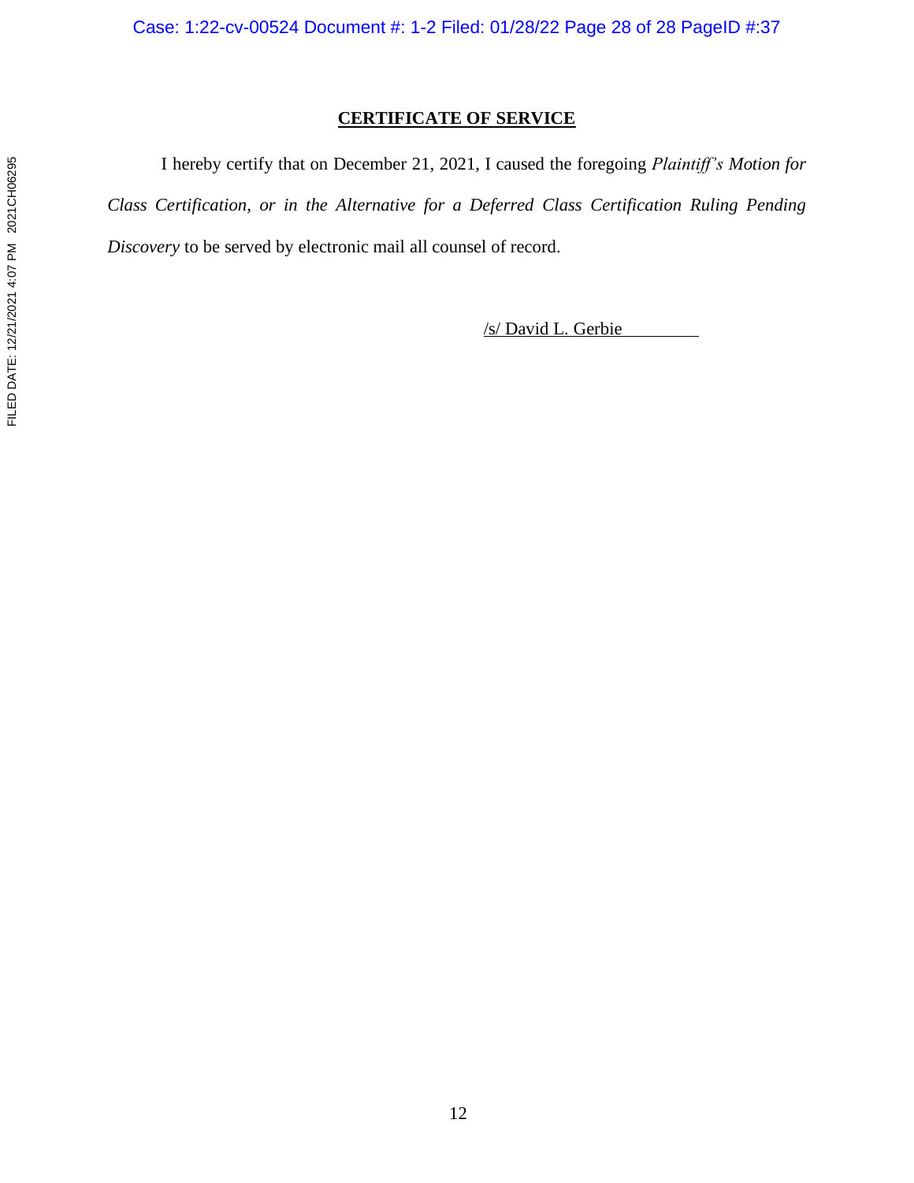## CERTIFICATE OF SERVICE

I hereby certify that on December 21, 2021, I caused the foregoing *Plaintiff's Motion for Class Certification, or in the Alternative for a Deferred Class Certification Ruling Pending Discovery* to be served by electronic mail all counsel of record.

/s/ David L. Gerbie